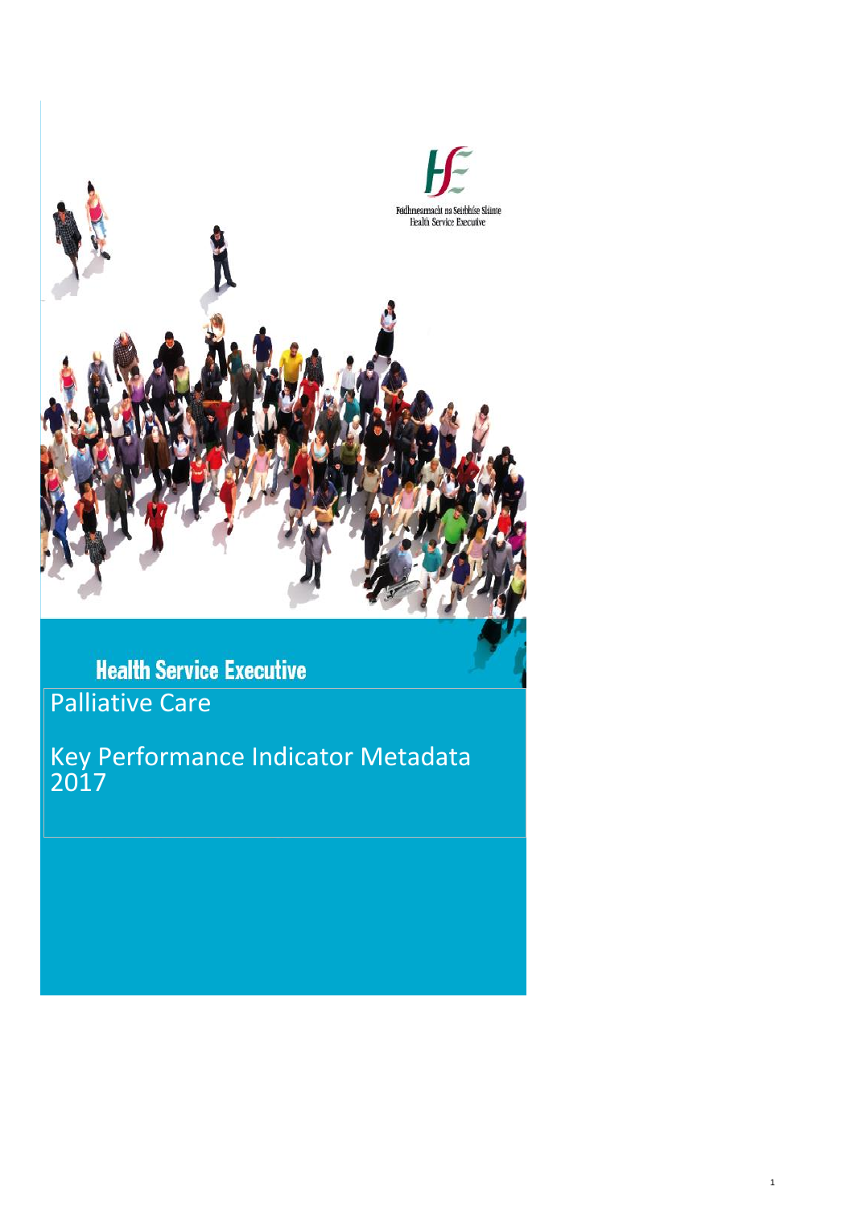Feidhmeannacht na Seirbhíse Sláinte
Health Service Executive

# Health Service Executive

## Palliative Care

## Key Performance Indicator Metadata 2017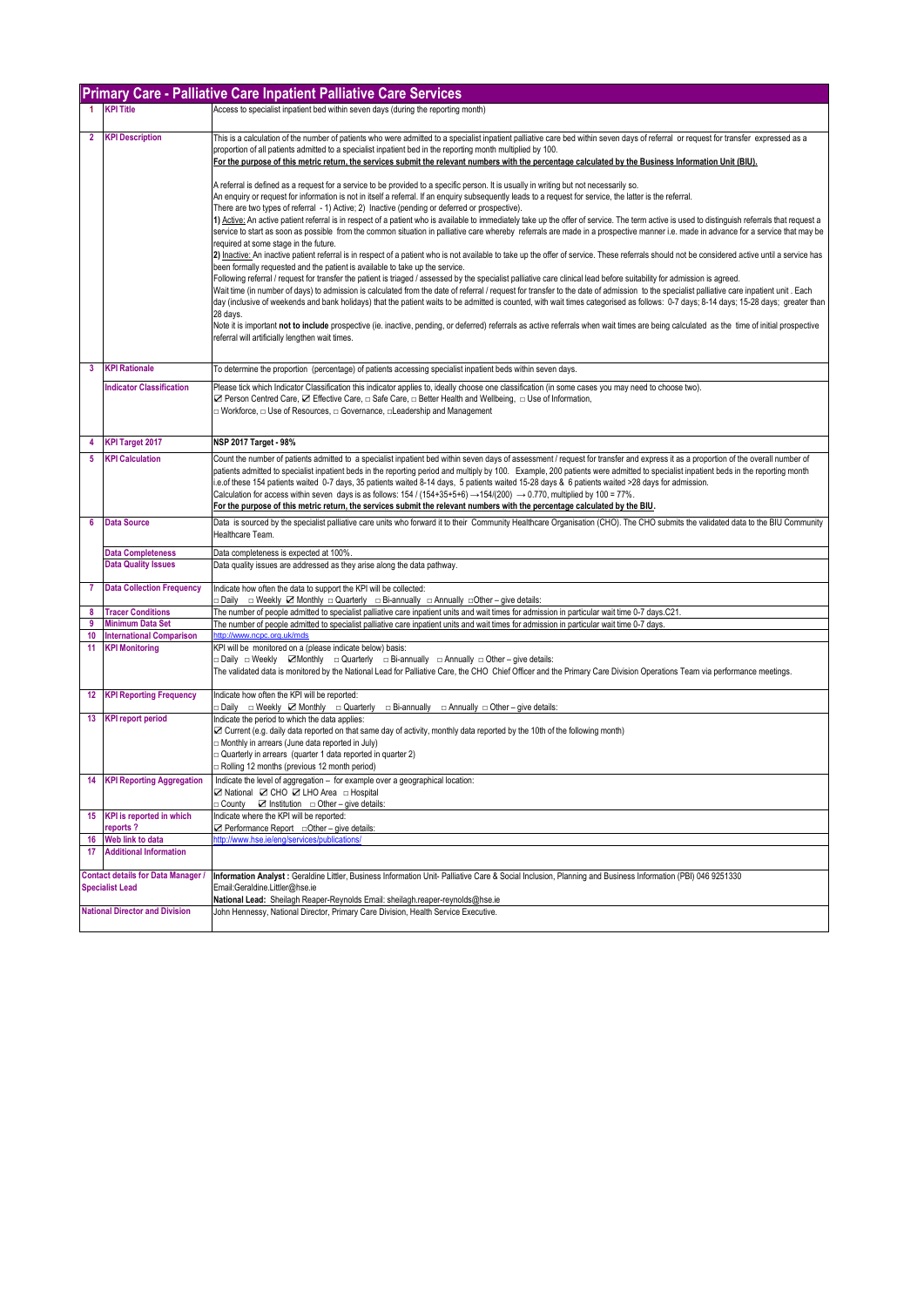## Primary Care - Palliative Care Inpatient Palliative Care Services

| | | |
|---|---|---|
| 1 | KPI Title | Access to specialist inpatient bed within seven days (during the reporting month) |
| 2 | KPI Description | This is a calculation of the number of patients who were admitted to a specialist inpatient palliative care bed within seven days of referral or request for transfer expressed as a proportion of all patients admitted to a specialist inpatient bed in the reporting month multiplied by 100.<br>**For the purpose of this metric return, the services submit the relevant numbers with the percentage calculated by the Business Information Unit (BIU).**<br><br>A referral is defined as a request for a service to be provided to a specific person. It is usually in writing but not necessarily so.<br>An enquiry or request for information is not in itself a referral. If an enquiry subsequently leads to a request for service, the latter is the referral.<br>There are two types of referral - 1) Active; 2) Inactive (pending or deferred or prospective).<br>**1)** Active: An active patient referral is in respect of a patient who is available to immediately take up the offer of service. The term active is used to distinguish referrals that request a service to start as soon as possible from the common situation in palliative care whereby referrals are made in a prospective manner i.e. made in advance for a service that may be required at some stage in the future.<br>**2)** Inactive: An inactive patient referral is in respect of a patient who is not available to take up the offer of service. These referrals should not be considered active until a service has been formally requested and the patient is available to take up the service.<br>Following referral / request for transfer the patient is triaged / assessed by the specialist palliative care clinical lead before suitability for admission is agreed.<br>Wait time (in number of days) to admission is calculated from the date of referral / request for transfer to the date of admission to the specialist palliative care inpatient unit . Each day (inclusive of weekends and bank holidays) that the patient waits to be admitted is counted, with wait times categorised as follows: 0-7 days; 8-14 days; 15-28 days; greater than 28 days.<br>Note it is important **not to include** prospective (ie. inactive, pending, or deferred) referrals as active referrals when wait times are being calculated as the time of initial prospective referral will artificially lengthen wait times. |
| 3 | KPI Rationale | To determine the proportion (percentage) of patients accessing specialist inpatient beds within seven days. |
| | Indicator Classification | Please tick which Indicator Classification this indicator applies to, ideally choose one classification (in some cases you may need to choose two).<br>☑ Person Centred Care, ☑ Effective Care, □ Safe Care, □ Better Health and Wellbeing, □ Use of Information,<br>□ Workforce, □ Use of Resources, □ Governance, □Leadership and Management |
| 4 | KPI Target 2017 | **NSP 2017 Target - 98%** |
| 5 | KPI Calculation | Count the number of patients admitted to a specialist inpatient bed within seven days of assessment / request for transfer and express it as a proportion of the overall number of patients admitted to specialist inpatient beds in the reporting period and multiply by 100. Example, 200 patients were admitted to specialist inpatient beds in the reporting month i.e.of these 154 patients waited 0-7 days, 35 patients waited 8-14 days, 5 patients waited 15-28 days & 6 patients waited >28 days for admission.<br>Calculation for access within seven days is as follows: 154 / (154+35+5+6) →154/(200) → 0.770, multiplied by 100 = 77%.<br>**For the purpose of this metric return, the services submit the relevant numbers with the percentage calculated by the BIU.** |
| 6 | Data Source | Data is sourced by the specialist palliative care units who forward it to their Community Healthcare Organisation (CHO). The CHO submits the validated data to the BIU Community Healthcare Team. |
| | Data Completeness | Data completeness is expected at 100%. |
| | Data Quality Issues | Data quality issues are addressed as they arise along the data pathway. |
| 7 | Data Collection Frequency | Indicate how often the data to support the KPI will be collected:<br>□ Daily □ Weekly ☑ Monthly □ Quarterly □ Bi-annually □ Annually □Other – give details: |
| 8 | Tracer Conditions | The number of people admitted to specialist palliative care inpatient units and wait times for admission in particular wait time 0-7 days.C21. |
| 9 | Minimum Data Set | The number of people admitted to specialist palliative care inpatient units and wait times for admission in particular wait time 0-7 days. |
| 10 | International Comparison | http://www.ncpc.org.uk/mds |
| 11 | KPI Monitoring | KPI will be monitored on a (please indicate below) basis:<br>□ Daily □ Weekly ☑Monthly □ Quarterly □ Bi-annually □ Annually □ Other – give details:<br>The validated data is monitored by the National Lead for Palliative Care, the CHO Chief Officer and the Primary Care Division Operations Team via performance meetings. |
| 12 | KPI Reporting Frequency | Indicate how often the KPI will be reported:<br>□ Daily □ Weekly ☑ Monthly □ Quarterly □ Bi-annually □ Annually □ Other – give details: |
| 13 | KPI report period | Indicate the period to which the data applies:<br>☑ Current (e.g. daily data reported on that same day of activity, monthly data reported by the 10th of the following month)<br>□ Monthly in arrears (June data reported in July)<br>□ Quarterly in arrears (quarter 1 data reported in quarter 2)<br>□ Rolling 12 months (previous 12 month period) |
| 14 | KPI Reporting Aggregation | Indicate the level of aggregation – for example over a geographical location:<br>☑ National ☑ CHO ☑ LHO Area □ Hospital<br>□ County ☑ Institution □ Other – give details: |
| 15 | KPI is reported in which reports ? | Indicate where the KPI will be reported:<br>☑ Performance Report □Other – give details: |
| 16 | Web link to data | http://www.hse.ie/eng/services/publications/ |
| 17 | Additional Information | |
| Contact details for Data Manager / Specialist Lead | | **Information Analyst :** Geraldine Littler, Business Information Unit- Palliative Care & Social Inclusion, Planning and Business Information (PBI) 046 9251330<br>Email:Geraldine.Littler@hse.ie<br>**National Lead:** Sheilagh Reaper-Reynolds Email: sheilagh.reaper-reynolds@hse.ie |
| National Director and Division | | John Hennessy, National Director, Primary Care Division, Health Service Executive. |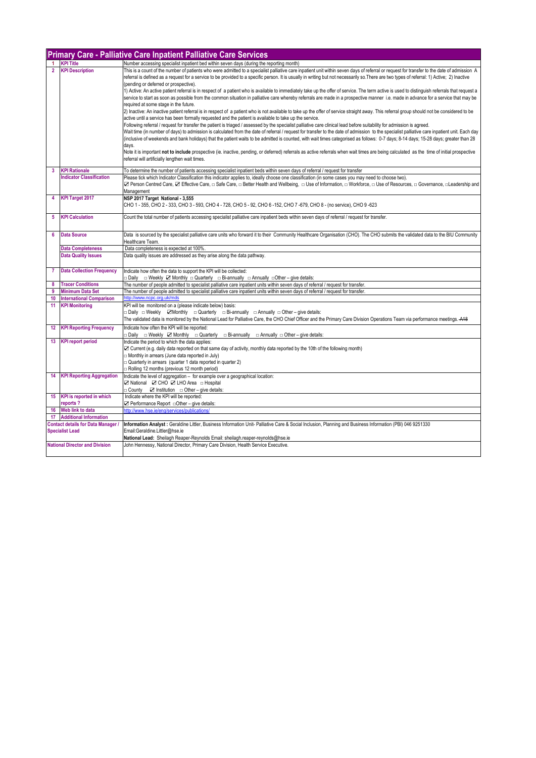## Primary Care - Palliative Care Inpatient Palliative Care Services

| | | |
|---|---|---|
| 1 | **KPI Title** | Number accessing specialist inpatient bed within seven days (during the reporting month) |
| 2 | **KPI Description** | This is a count of the number of patients who were admitted to a specialist palliative care inpatient unit within seven days of referral or request for transfer to the date of admission A referral is defined as a request for a service to be provided to a specific person. It is usually in writing but not necessarily so.There are two types of referral: 1) Active; 2) Inactive (pending or deferred or prospective).<br>1) Active: An active patient referral is in respect of a patient who is available to immediately take up the offer of service. The term active is used to distinguish referrals that request a service to start as soon as possible from the common situation in palliative care whereby referrals are made in a prospective manner i.e. made in advance for a service that may be required at some stage in the future.<br>2) Inactive: An inactive patient referral is in respect of a patient who is not available to take up the offer of service straight away. This referral group should not be considered to be active until a service has been formally requested and the patient is available to take up the service.<br>Following referral / request for transfer the patient is triaged / assessed by the specialist palliative care clinical lead before suitability for admission is agreed.<br>Wait time (in number of days) to admission is calculated from the date of referral / request for transfer to the date of admission to the specialist palliative care inpatient unit. Each day (inclusive of weekends and bank holidays) that the patient waits to be admitted is counted, with wait times categorised as follows: 0-7 days; 8-14 days; 15-28 days; greater than 28 days.<br>Note it is important **not to include** prospective (ie. inactive, pending, or deferred) referrals as active referrals when wait times are being calculated as the time of initial prospective referral will artificially lengthen wait times. |
| 3 | **KPI Rationale** | To determine the number of patients accessing specialist inpatient beds within seven days of referral / request for transfer |
| | **Indicator Classification** | Please tick which Indicator Classification this indicator applies to, ideally choose one classification (in some cases you may need to choose two).<br>☑ Person Centred Care, ☑ Effective Care, □ Safe Care, □ Better Health and Wellbeing, □ Use of Information, □ Workforce, □ Use of Resources, □ Governance, □Leadership and Management |
| 4 | **KPI Target 2017** | **NSP 2017 Target National - 3,555**<br>CHO 1 - 355, CHO 2 - 333, CHO 3 - 593, CHO 4 - 728, CHO 5 - 92, CHO 6 -152, CHO 7 -679, CHO 8 - (no service), CHO 9 -623 |
| 5 | **KPI Calculation** | Count the total number of patients accessing specialist palliative care inpatient beds within seven days of referral / request for transfer. |
| 6 | **Data Source** | Data is sourced by the specialist palliative care units who forward it to their Community Healthcare Organisation (CHO). The CHO submits the validated data to the BIU Community Healthcare Team. |
| | **Data Completeness** | Data completeness is expected at 100%. |
| | **Data Quality Issues** | Data quality issues are addressed as they arise along the data pathway. |
| 7 | **Data Collection Frequency** | Indicate how often the data to support the KPI will be collected:<br>□ Daily □ Weekly ☑ Monthly □ Quarterly □ Bi-annually □ Annually □Other – give details: |
| 8 | **Tracer Conditions** | The number of people admitted to specialist palliative care inpatient units within seven days of referral / request for transfer. |
| 9 | **Minimum Data Set** | The number of people admitted to specialist palliative care inpatient units within seven days of referral / request for transfer. |
| 10 | **International Comparison** | http://www.ncpc.org.uk/mds |
| 11 | **KPI Monitoring** | KPI will be monitored on a (please indicate below) basis:<br>□ Daily □ Weekly ☑Monthly □ Quarterly □ Bi-annually □ Annually □ Other – give details:<br>The validated data is monitored by the National Lead for Palliative Care, the CHO Chief Officer and the Primary Care Division Operations Team via performance meetings. ~~A18~~ |
| 12 | **KPI Reporting Frequency** | Indicate how often the KPI will be reported:<br>□ Daily □ Weekly ☑ Monthly □ Quarterly □ Bi-annually □ Annually □ Other – give details: |
| 13 | **KPI report period** | Indicate the period to which the data applies:<br>☑ Current (e.g. daily data reported on that same day of activity, monthly data reported by the 10th of the following month)<br>□ Monthly in arrears (June data reported in July)<br>□ Quarterly in arrears (quarter 1 data reported in quarter 2)<br>□ Rolling 12 months (previous 12 month period) |
| 14 | **KPI Reporting Aggregation** | Indicate the level of aggregation – for example over a geographical location:<br>☑ National ☑ CHO ☑ LHO Area □ Hospital<br>□ County ☑ Institution □ Other – give details: |
| 15 | **KPI is reported in which reports ?** | Indicate where the KPI will be reported:<br>☑ Performance Report □Other – give details: |
| 16 | **Web link to data** | http://www.hse.ie/eng/services/publications/ |
| 17 | **Additional Information** | |
| | **Contact details for Data Manager / Specialist Lead** | **Information Analyst :** Geraldine Littler, Business Information Unit- Palliative Care & Social Inclusion, Planning and Business Information (PBI) 046 9251330<br>Email:Geraldine.Littler@hse.ie<br>**National Lead:** Sheilagh Reaper-Reynolds Email: sheilagh.reaper-reynolds@hse.ie |
| | **National Director and Division** | John Hennessy, National Director, Primary Care Division, Health Service Executive. |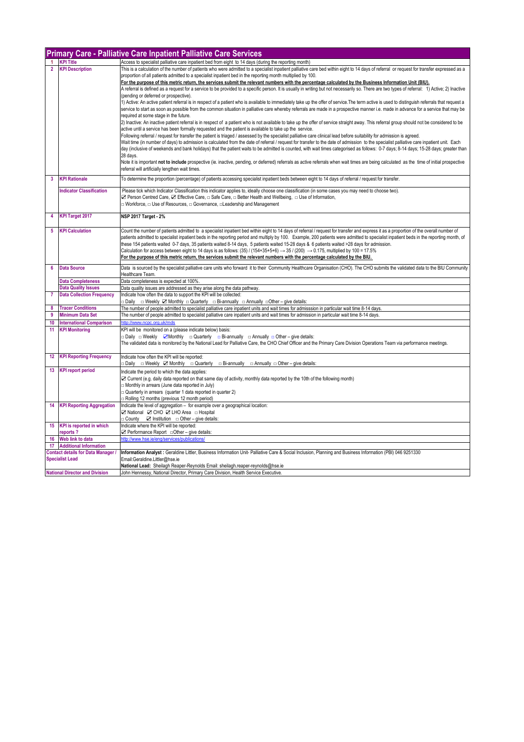## Primary Care - Palliative Care Inpatient Palliative Care Services

| | | |
|---|---|---|
| 1 | **KPI Title** | Access to specialist palliative care inpatient bed from eight to 14 days (during the reporting month) |
| 2 | **KPI Description** | This is a calculation of the number of patients who were admitted to a specialist inpatient palliative care bed within eight to 14 days of referral or request for transfer expressed as a proportion of all patients admitted to a specialist inpatient bed in the reporting month multiplied by 100.<br>**For the purpose of this metric return, the services submit the relevant numbers with the percentage calculated by the Business Information Unit (BIU).**<br>A referral is defined as a request for a service to be provided to a specific person. It is usually in writing but not necessarily so. There are two types of referral: 1) Active; 2) Inactive (pending or deferred or prospective).<br>1) Active: An active patient referral is in respect of a patient who is available to immediately take up the offer of service.The term active is used to distinguish referrals that request a service to start as soon as possible from the common situation in palliative care whereby referrals are made in a prospective manner i.e. made in advance for a service that may be required at some stage in the future.<br>2) Inactive: An inactive patient referral is in respect of a patient who is not available to take up the offer of service straight away. This referral group should not be considered to be active until a service has been formally requested and the patient is available to take up the service.<br>Following referral / request for transfer the patient is triaged / assessed by the specialist palliative care clinical lead before suitability for admission is agreed.<br>Wait time (in number of days) to admission is calculated from the date of referral / request for transfer to the date of admission to the specialist palliative care inpatient unit. Each day (inclusive of weekends and bank holidays) that the patient waits to be admitted is counted, with wait times categorised as follows: 0-7 days; 8-14 days; 15-28 days; greater than 28 days.<br>Note it is important **not to include** prospective (ie. inactive, pending, or deferred) referrals as active referrals when wait times are being calculated as the time of initial prospective referral will artificially lengthen wait times. |
| 3 | **KPI Rationale** | To determine the proportion (percentage) of patients accessing specialist inpatient beds between eight to 14 days of referral / request for transfer. |
| | **Indicator Classification** | Please tick which Indicator Classification this indicator applies to, ideally choose one classification (in some cases you may need to choose two).<br>☑ Person Centred Care, ☑ Effective Care, □ Safe Care, □ Better Health and Wellbeing, □ Use of Information,<br>□ Workforce, □ Use of Resources, □ Governance, □Leadership and Management |
| 4 | **KPI Target 2017** | **NSP 2017 Target - 2%** |
| 5 | **KPI Calculation** | Count the number of patients admitted to a specialist inpatient bed within eight to 14 days of referral / request for transfer and express it as a proportion of the overall number of patients admitted to specialist inpatient beds in the reporting period and multiply by 100. Example, 200 patients were admitted to specialist inpatient beds in the reporting month, of these 154 patients waited 0-7 days, 35 patients waited 8-14 days, 5 patients waited 15-28 days & 6 patients waited >28 days for admission.<br>Calculation for access between eight to 14 days is as follows: (35) / (154+35+5+6) → 35 / (200) → 0.175, multiplied by 100 = 17.5%<br>**For the purpose of this metric return, the services submit the relevant numbers with the percentage calculated by the BIU.** |
| 6 | **Data Source** | Data is sourced by the specialist palliative care units who forward it to their Community Healthcare Organisation (CHO). The CHO submits the validated data to the BIU Community Healthcare Team. |
| | **Data Completeness** | Data completeness is expected at 100%. |
| | **Data Quality Issues** | Data quality issues are addressed as they arise along the data pathway. |
| 7 | **Data Collection Frequency** | Indicate how often the data to support the KPI will be collected:<br>□ Daily □ Weekly ☑ Monthly □ Quarterly □ Bi-annually □ Annually □Other – give details: |
| 8 | **Tracer Conditions** | The number of people admitted to specialist palliative care inpatient units and wait times for admisssion in particular wait time 8-14 days. |
| 9 | **Minimum Data Set** | The number of people admitted to specialist palliative care inpatient units and wait times for admission in particular wait time 8-14 days. |
| 10 | **International Comparison** | http://www.ncpc.org.uk/mds |
| 11 | **KPI Monitoring** | KPI will be monitored on a (please indicate below) basis:<br>□ Daily □ Weekly ☑Monthly □ Quarterly □ Bi-annually □ Annually □ Other – give details:<br>The validated data is monitored by the National Lead for Palliative Care, the CHO Chief Officer and the Primary Care Division Operations Team via performance meetings. |
| 12 | **KPI Reporting Frequency** | Indicate how often the KPI will be reported:<br>□ Daily □ Weekly ☑ Monthly □ Quarterly □ Bi-annually □ Annually □ Other – give details: |
| 13 | **KPI report period** | Indicate the period to which the data applies:<br>☑ Current (e.g. daily data reported on that same day of activity, monthly data reported by the 10th of the following month)<br>□ Monthly in arrears (June data reported in July)<br>□ Quarterly in arrears (quarter 1 data reported in quarter 2)<br>□ Rolling 12 months (previous 12 month period) |
| 14 | **KPI Reporting Aggregation** | Indicate the level of aggregation – for example over a geographical location:<br>☑ National ☑ CHO ☑ LHO Area □ Hospital<br>□ County ☑ Institution □ Other – give details: |
| 15 | **KPI is reported in which reports ?** | Indicate where the KPI will be reported:<br>☑ Performance Report □Other – give details: |
| 16 | **Web link to data** | http://www.hse.ie/eng/services/publications/ |
| 17 | **Additional Information** | |
| **Contact details for Data Manager / Specialist Lead** | | **Information Analyst :** Geraldine Littler, Business Information Unit- Palliative Care & Social Inclusion, Planning and Business Information (PBI) 046 9251330<br>Email:Geraldine.Littler@hse.ie<br>**National Lead:** Sheilagh Reaper-Reynolds Email: sheilagh.reaper-reynolds@hse.ie |
| **National Director and Division** | | John Hennessy, National Director, Primary Care Division, Health Service Executive. |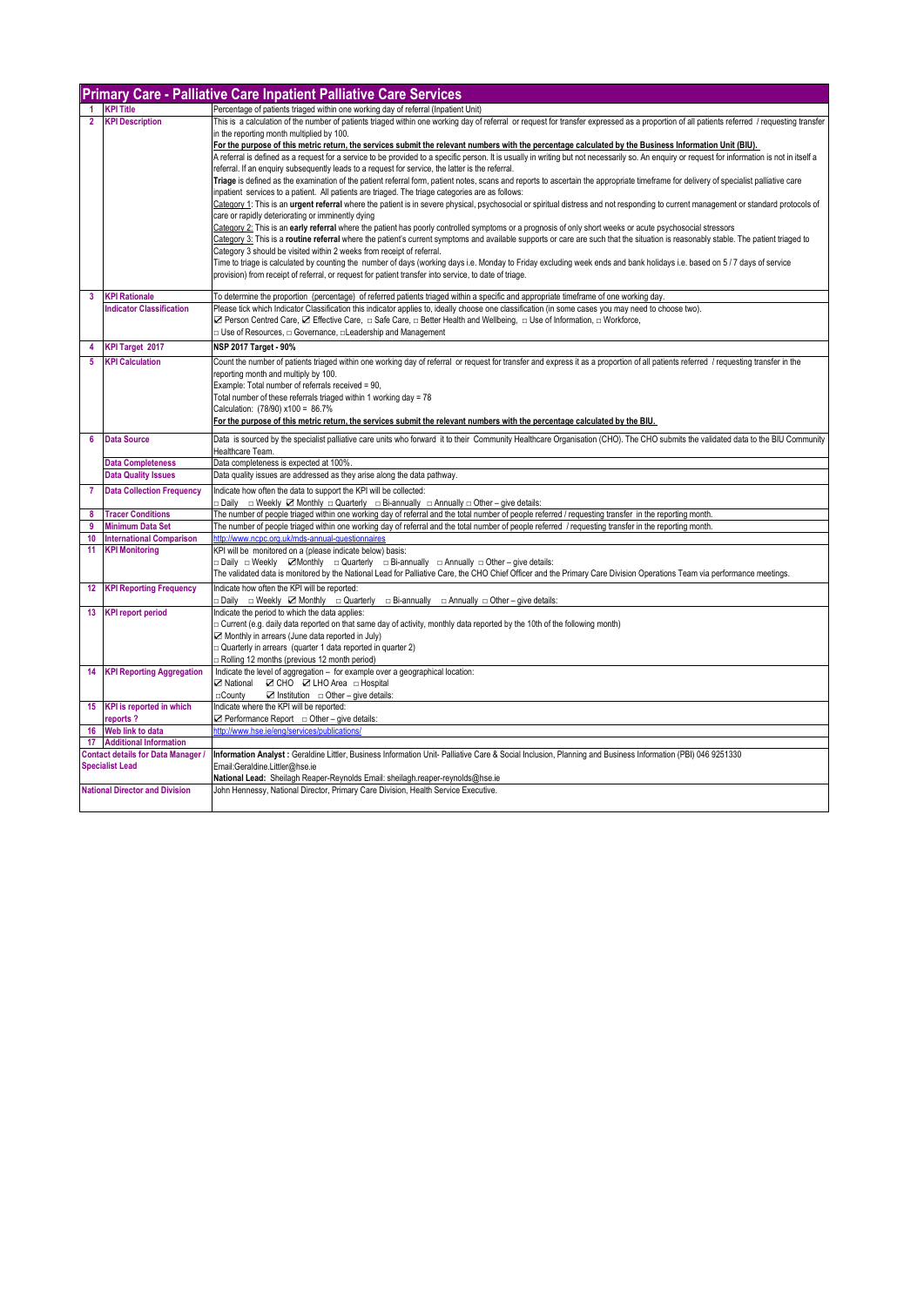## Primary Care - Palliative Care Inpatient Palliative Care Services

| | | |
|---|---|---|
| 1 | **KPI Title** | Percentage of patients triaged within one working day of referral (Inpatient Unit) |
| 2 | **KPI Description** | This is a calculation of the number of patients triaged within one working day of referral or request for transfer expressed as a proportion of all patients referred / requesting transfer in the reporting month multiplied by 100.<br>**For the purpose of this metric return, the services submit the relevant numbers with the percentage calculated by the Business Information Unit (BIU).**<br>A referral is defined as a request for a service to be provided to a specific person. It is usually in writing but not necessarily so. An enquiry or request for information is not in itself a referral. If an enquiry subsequently leads to a request for service, the latter is the referral.<br>**Triage** is defined as the examination of the patient referral form, patient notes, scans and reports to ascertain the appropriate timeframe for delivery of specialist palliative care inpatient services to a patient. All patients are triaged. The triage categories are as follows:<br>Category 1: This is an **urgent referral** where the patient is in severe physical, psychosocial or spiritual distress and not responding to current management or standard protocols of care or rapidly deteriorating or imminently dying<br>Category 2: This is an **early referral** where the patient has poorly controlled symptoms or a prognosis of only short weeks or acute psychosocial stressors<br>Category 3: This is a **routine referral** where the patient's current symptoms and available supports or care are such that the situation is reasonably stable. The patient triaged to Category 3 should be visited within 2 weeks from receipt of referral.<br>Time to triage is calculated by counting the number of days (working days i.e. Monday to Friday excluding week ends and bank holidays i.e. based on 5 / 7 days of service provision) from receipt of referral, or request for patient transfer into service, to date of triage. |
| 3 | **KPI Rationale** | To determine the proportion (percentage) of referred patients triaged within a specific and appropriate timeframe of one working day. |
| | **Indicator Classification** | Please tick which Indicator Classification this indicator applies to, ideally choose one classification (in some cases you may need to choose two).<br>☑ Person Centred Care, ☑ Effective Care, □ Safe Care, □ Better Health and Wellbeing, □ Use of Information, □ Workforce,<br>□ Use of Resources, □ Governance, □Leadership and Management |
| 4 | **KPI Target 2017** | **NSP 2017 Target - 90%** |
| 5 | **KPI Calculation** | Count the number of patients triaged within one working day of referral or request for transfer and express it as a proportion of all patients referred / requesting transfer in the reporting month and multiply by 100.<br>Example: Total number of referrals received = 90,<br>Total number of these referrals triaged within 1 working day = 78<br>Calculation: (78/90) x100 = 86.7%<br>**For the purpose of this metric return, the services submit the relevant numbers with the percentage calculated by the BIU.** |
| 6 | **Data Source** | Data is sourced by the specialist palliative care units who forward it to their Community Healthcare Organisation (CHO). The CHO submits the validated data to the BIU Community Healthcare Team. |
| | **Data Completeness** | Data completeness is expected at 100%. |
| | **Data Quality Issues** | Data quality issues are addressed as they arise along the data pathway. |
| 7 | **Data Collection Frequency** | Indicate how often the data to support the KPI will be collected:<br>□ Daily □ Weekly ☑ Monthly □ Quarterly □ Bi-annually □ Annually □ Other – give details: |
| 8 | **Tracer Conditions** | The number of people triaged within one working day of referral and the total number of people referred / requesting transfer in the reporting month. |
| 9 | **Minimum Data Set** | The number of people triaged within one working day of referral and the total number of people referred / requesting transfer in the reporting month. |
| 10 | **International Comparison** | http://www.ncpc.org.uk/mds-annual-questionnaires |
| 11 | **KPI Monitoring** | KPI will be monitored on a (please indicate below) basis:<br>□ Daily □ Weekly ☑Monthly □ Quarterly □ Bi-annually □ Annually □ Other – give details:<br>The validated data is monitored by the National Lead for Palliative Care, the CHO Chief Officer and the Primary Care Division Operations Team via performance meetings. |
| 12 | **KPI Reporting Frequency** | Indicate how often the KPI will be reported:<br>□ Daily □ Weekly ☑ Monthly □ Quarterly □ Bi-annually □ Annually □ Other – give details: |
| 13 | **KPI report period** | Indicate the period to which the data applies:<br>□ Current (e.g. daily data reported on that same day of activity, monthly data reported by the 10th of the following month)<br>☑ Monthly in arrears (June data reported in July)<br>□ Quarterly in arrears (quarter 1 data reported in quarter 2)<br>□ Rolling 12 months (previous 12 month period) |
| 14 | **KPI Reporting Aggregation** | Indicate the level of aggregation – for example over a geographical location:<br>☑ National ☑ CHO ☑ LHO Area □ Hospital<br>□County ☑ Institution □ Other – give details: |
| 15 | **KPI is reported in which reports ?** | Indicate where the KPI will be reported:<br>☑ Performance Report □ Other – give details: |
| 16 | **Web link to data** | http://www.hse.ie/eng/services/publications/ |
| 17 | **Additional Information** | |
| **Contact details for Data Manager / Specialist Lead** | | **Information Analyst :** Geraldine Littler, Business Information Unit- Palliative Care & Social Inclusion, Planning and Business Information (PBI) 046 9251330<br>Email:Geraldine.Littler@hse.ie<br>**National Lead:** Sheilagh Reaper-Reynolds Email: sheilagh.reaper-reynolds@hse.ie |
| **National Director and Division** | | John Hennessy, National Director, Primary Care Division, Health Service Executive. |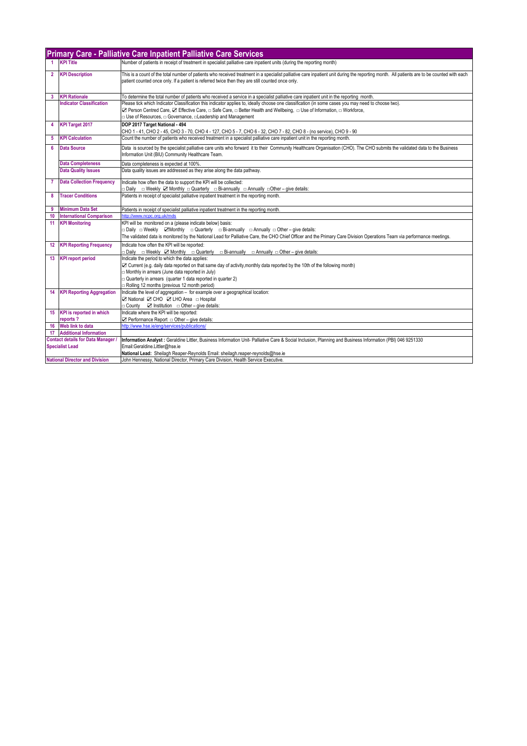## Primary Care - Palliative Care Inpatient Palliative Care Services

| | | |
|---|---|---|
| 1 | **KPI Title** | Number of patients in receipt of treatment in specialist palliative care inpatient units (during the reporting month) |
| 2 | **KPI Description** | This is a count of the total number of patients who received treatment in a specialist palliative care inpatient unit during the reporting month. All patients are to be counted with each patient counted once only. If a patient is referred twice then they are still counted once only. |
| 3 | **KPI Rationale** | To determine the total number of patients who received a service in a specialist palliative care inpatient unit in the reporting month. |
| | **Indicator Classification** | Please tick which Indicator Classification this indicator applies to, ideally choose one classification (in some cases you may need to choose two).<br>☑ Person Centred Care, ☑ Effective Care, □ Safe Care, □ Better Health and Wellbeing, □ Use of Information, □ Workforce,<br>□ Use of Resources, □ Governance, □Leadership and Management |
| 4 | **KPI Target 2017** | **DOP 2017 Target National - 494**<br>CHO 1 - 41, CHO 2 - 45, CHO 3 - 70, CHO 4 - 127, CHO 5 - 7, CHO 6 - 32, CHO 7 - 82, CHO 8 - (no service), CHO 9 - 90 |
| 5 | **KPI Calculation** | Count the number of patients who received treatment in a specialist palliative care inpatient unit in the reporting month. |
| 6 | **Data Source** | Data is sourced by the specialist palliative care units who forward it to their Community Healthcare Organisation (CHO). The CHO submits the validated data to the Business Information Unit (BIU) Community Healthcare Team. |
| | **Data Completeness** | Data completeness is expected at 100%. |
| | **Data Quality Issues** | Data quality issues are addressed as they arise along the data pathway. |
| 7 | **Data Collection Frequency** | Indicate how often the data to support the KPI will be collected:<br>□ Daily □ Weekly ☑ Monthly □ Quarterly □ Bi-annually □ Annually □Other – give details: |
| 8 | **Tracer Conditions** | Patients in receipt of specialist palliative inpatient treatment in the reporting month. |
| 9 | **Minimum Data Set** | Patients in receipt of specialist palliative inpatient treatment in the reporting month. |
| 10 | **International Comparison** | http://www.ncpc.org.uk/mds |
| 11 | **KPI Monitoring** | KPI will be monitored on a (please indicate below) basis:<br>□ Daily □ Weekly ☑Monthly □ Quarterly □ Bi-annually □ Annually □ Other – give details:<br>The validated data is monitored by the National Lead for Palliative Care, the CHO Chief Officer and the Primary Care Division Operations Team via performance meetings. |
| 12 | **KPI Reporting Frequency** | Indicate how often the KPI will be reported:<br>□ Daily □ Weekly ☑ Monthly □ Quarterly □ Bi-annually □ Annually □ Other – give details: |
| 13 | **KPI report period** | Indicate the period to which the data applies:<br>☑ Current (e.g. daily data reported on that same day of activity,monthly data reported by the 10th of the following month)<br>□ Monthly in arrears (June data reported in July)<br>□ Quarterly in arrears (quarter 1 data reported in quarter 2)<br>□ Rolling 12 months (previous 12 month period) |
| 14 | **KPI Reporting Aggregation** | Indicate the level of aggregation – for example over a geographical location:<br>☑ National ☑ CHO ☑ LHO Area □ Hospital<br>□ County ☑ Institution □ Other – give details: |
| 15 | **KPI is reported in which reports ?** | Indicate where the KPI will be reported:<br>☑ Performance Report □ Other – give details: |
| 16 | **Web link to data** | http://www.hse.ie/eng/services/publications/ |
| 17 | **Additional Information** | |
| **Contact details for Data Manager / Specialist Lead** | | **Information Analyst :** Geraldine Littler, Business Information Unit- Palliative Care & Social Inclusion, Planning and Business Information (PBI) 046 9251330<br>Email:Geraldine.Littler@hse.ie<br>**National Lead:** Sheilagh Reaper-Reynolds Email: sheilagh.reaper-reynolds@hse.ie |
| **National Director and Division** | | John Hennessy, National Director, Primary Care Division, Health Service Executive. |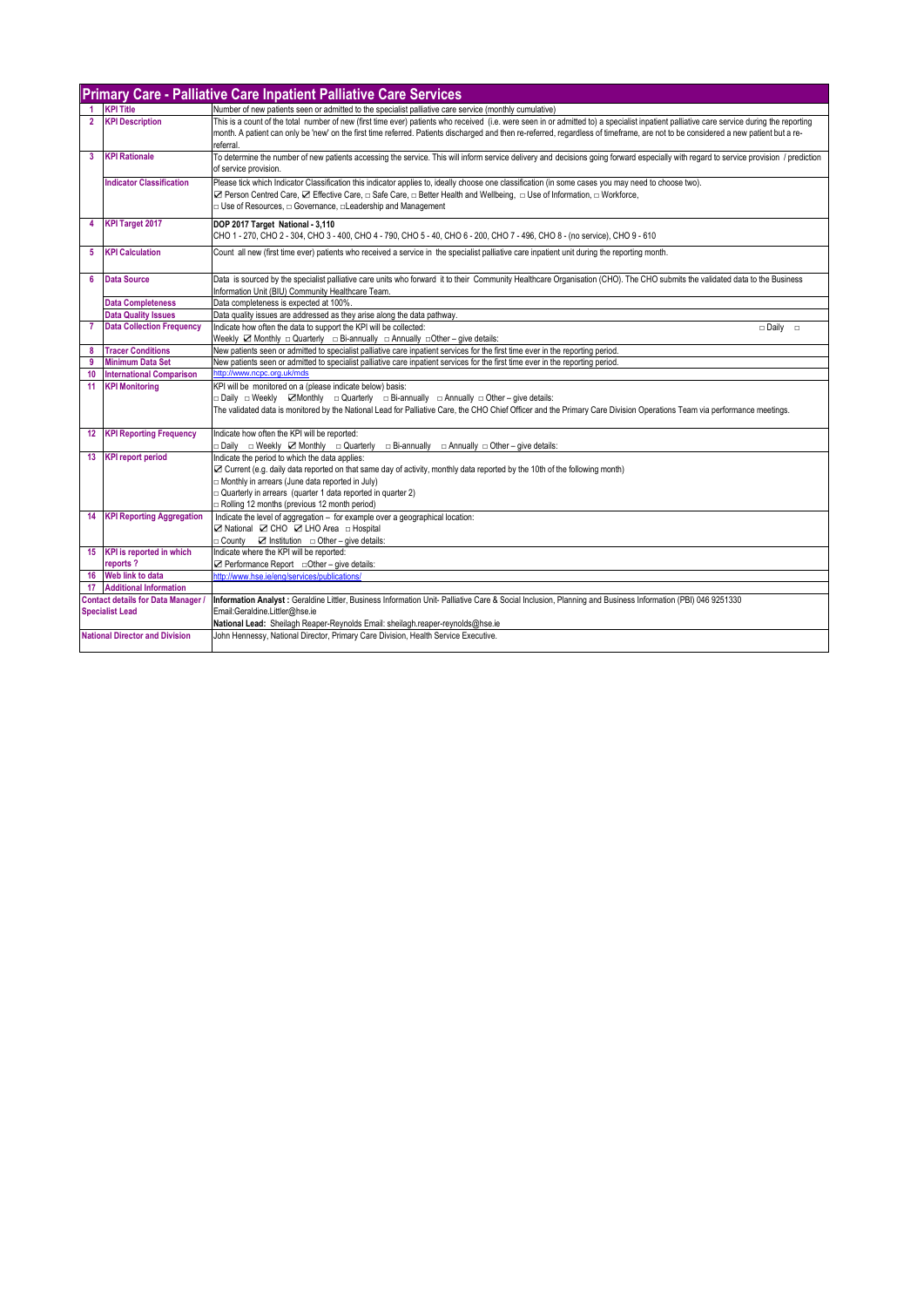## Primary Care - Palliative Care Inpatient Palliative Care Services

| # | Field | Details |
|---|---|---|
| 1 | KPI Title | Number of new patients seen or admitted to the specialist palliative care service (monthly cumulative) |
| 2 | KPI Description | This is a count of the total number of new (first time ever) patients who received (i.e. were seen in or admitted to) a specialist inpatient palliative care service during the reporting month. A patient can only be 'new' on the first time referred. Patients discharged and then re-referred, regardless of timeframe, are not to be considered a new patient but a re-referral. |
| 3 | KPI Rationale | To determine the number of new patients accessing the service. This will inform service delivery and decisions going forward especially with regard to service provision / prediction of service provision. |
| | Indicator Classification | Please tick which Indicator Classification this indicator applies to, ideally choose one classification (in some cases you may need to choose two).<br>☑ Person Centred Care, ☑ Effective Care, □ Safe Care, □ Better Health and Wellbeing, □ Use of Information, □ Workforce,<br>□ Use of Resources, □ Governance, □Leadership and Management |
| 4 | KPI Target 2017 | **DOP 2017 Target National - 3,110**<br>CHO 1 - 270, CHO 2 - 304, CHO 3 - 400, CHO 4 - 790, CHO 5 - 40, CHO 6 - 200, CHO 7 - 496, CHO 8 - (no service), CHO 9 - 610 |
| 5 | KPI Calculation | Count all new (first time ever) patients who received a service in the specialist palliative care inpatient unit during the reporting month. |
| 6 | Data Source | Data is sourced by the specialist palliative care units who forward it to their Community Healthcare Organisation (CHO). The CHO submits the validated data to the Business Information Unit (BIU) Community Healthcare Team. |
| | Data Completeness | Data completeness is expected at 100%. |
| | Data Quality Issues | Data quality issues are addressed as they arise along the data pathway. |
| 7 | Data Collection Frequency | Indicate how often the data to support the KPI will be collected: □ Daily □ Weekly ☑ Monthly □ Quarterly □ Bi-annually □ Annually □Other – give details: |
| 8 | Tracer Conditions | New patients seen or admitted to specialist palliative care inpatient services for the first time ever in the reporting period. |
| 9 | Minimum Data Set | New patients seen or admitted to specialist palliative care inpatient services for the first time ever in the reporting period. |
| 10 | International Comparison | http://www.ncpc.org.uk/mds |
| 11 | KPI Monitoring | KPI will be monitored on a (please indicate below) basis:<br>□ Daily □ Weekly ☑Monthly □ Quarterly □ Bi-annually □ Annually □ Other – give details:<br>The validated data is monitored by the National Lead for Palliative Care, the CHO Chief Officer and the Primary Care Division Operations Team via performance meetings. |
| 12 | KPI Reporting Frequency | Indicate how often the KPI will be reported:<br>□ Daily □ Weekly ☑ Monthly □ Quarterly □ Bi-annually □ Annually □ Other – give details: |
| 13 | KPI report period | Indicate the period to which the data applies:<br>☑ Current (e.g. daily data reported on that same day of activity, monthly data reported by the 10th of the following month)<br>□ Monthly in arrears (June data reported in July)<br>□ Quarterly in arrears (quarter 1 data reported in quarter 2)<br>□ Rolling 12 months (previous 12 month period) |
| 14 | KPI Reporting Aggregation | Indicate the level of aggregation – for example over a geographical location:<br>☑ National ☑ CHO ☑ LHO Area □ Hospital<br>□ County ☑ Institution □ Other – give details: |
| 15 | KPI is reported in which reports ? | Indicate where the KPI will be reported:<br>☑ Performance Report □Other – give details: |
| 16 | Web link to data | http://www.hse.ie/eng/services/publications/ |
| 17 | Additional Information | |
| | Contact details for Data Manager / Specialist Lead | **Information Analyst :** Geraldine Littler, Business Information Unit- Palliative Care & Social Inclusion, Planning and Business Information (PBI) 046 9251330<br>Email:Geraldine.Littler@hse.ie<br>**National Lead:** Sheilagh Reaper-Reynolds Email: sheilagh.reaper-reynolds@hse.ie |
| | National Director and Division | John Hennessy, National Director, Primary Care Division, Health Service Executive. |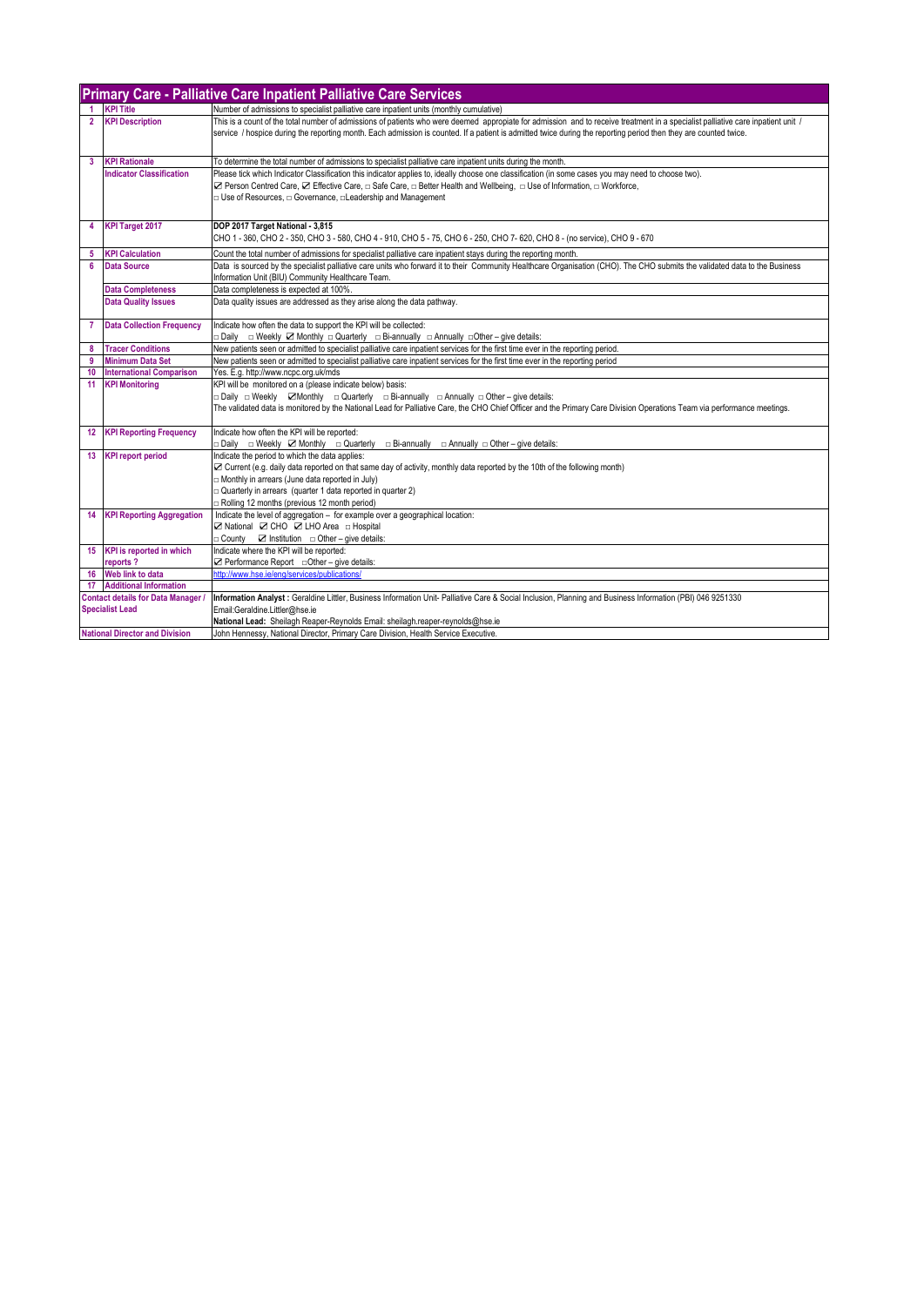## Primary Care - Palliative Care Inpatient Palliative Care Services

| | | |
|---|---|---|
| 1 | **KPI Title** | Number of admissions to specialist palliative care inpatient units (monthly cumulative) |
| 2 | **KPI Description** | This is a count of the total number of admissions of patients who were deemed appropiate for admission and to receive treatment in a specialist palliative care inpatient unit / service / hospice during the reporting month. Each admission is counted. If a patient is admitted twice during the reporting period then they are counted twice. |
| 3 | **KPI Rationale** | To determine the total number of admissions to specialist palliative care inpatient units during the month. |
| | **Indicator Classification** | Please tick which Indicator Classification this indicator applies to, ideally choose one classification (in some cases you may need to choose two).<br>☑ Person Centred Care, ☑ Effective Care, □ Safe Care, □ Better Health and Wellbeing, □ Use of Information, □ Workforce,<br>□ Use of Resources, □ Governance, □Leadership and Management |
| 4 | **KPI Target 2017** | **DOP 2017 Target National - 3,815**<br>CHO 1 - 360, CHO 2 - 350, CHO 3 - 580, CHO 4 - 910, CHO 5 - 75, CHO 6 - 250, CHO 7- 620, CHO 8 - (no service), CHO 9 - 670 |
| 5 | **KPI Calculation** | Count the total number of admissions for specialist palliative care inpatient stays during the reporting month. |
| 6 | **Data Source** | Data is sourced by the specialist palliative care units who forward it to their Community Healthcare Organisation (CHO). The CHO submits the validated data to the Business Information Unit (BIU) Community Healthcare Team. |
| | **Data Completeness** | Data completeness is expected at 100%. |
| | **Data Quality Issues** | Data quality issues are addressed as they arise along the data pathway. |
| 7 | **Data Collection Frequency** | Indicate how often the data to support the KPI will be collected:<br>□ Daily □ Weekly ☑ Monthly □ Quarterly □ Bi-annually □ Annually □Other – give details: |
| 8 | **Tracer Conditions** | New patients seen or admitted to specialist palliative care inpatient services for the first time ever in the reporting period. |
| 9 | **Minimum Data Set** | New patients seen or admitted to specialist palliative care inpatient services for the first time ever in the reporting period |
| 10 | **International Comparison** | Yes. E.g. http://www.ncpc.org.uk/mds |
| 11 | **KPI Monitoring** | KPI will be monitored on a (please indicate below) basis:<br>□ Daily □ Weekly ☑Monthly □ Quarterly □ Bi-annually □ Annually □ Other – give details:<br>The validated data is monitored by the National Lead for Palliative Care, the CHO Chief Officer and the Primary Care Division Operations Team via performance meetings. |
| 12 | **KPI Reporting Frequency** | Indicate how often the KPI will be reported:<br>□ Daily □ Weekly ☑ Monthly □ Quarterly □ Bi-annually □ Annually □ Other – give details: |
| 13 | **KPI report period** | Indicate the period to which the data applies:<br>☑ Current (e.g. daily data reported on that same day of activity, monthly data reported by the 10th of the following month)<br>□ Monthly in arrears (June data reported in July)<br>□ Quarterly in arrears (quarter 1 data reported in quarter 2)<br>□ Rolling 12 months (previous 12 month period) |
| 14 | **KPI Reporting Aggregation** | Indicate the level of aggregation – for example over a geographical location:<br>☑ National ☑ CHO ☑ LHO Area □ Hospital<br>□ County ☑ Institution □ Other – give details: |
| 15 | **KPI is reported in which reports ?** | Indicate where the KPI will be reported:<br>☑ Performance Report □Other – give details: |
| 16 | **Web link to data** | http://www.hse.ie/eng/services/publications/ |
| 17 | **Additional Information** | |
| **Contact details for Data Manager / Specialist Lead** | | **Information Analyst :** Geraldine Littler, Business Information Unit- Palliative Care & Social Inclusion, Planning and Business Information (PBI) 046 9251330<br>Email:Geraldine.Littler@hse.ie<br>**National Lead:** Sheilagh Reaper-Reynolds Email: sheilagh.reaper-reynolds@hse.ie |
| **National Director and Division** | | John Hennessy, National Director, Primary Care Division, Health Service Executive. |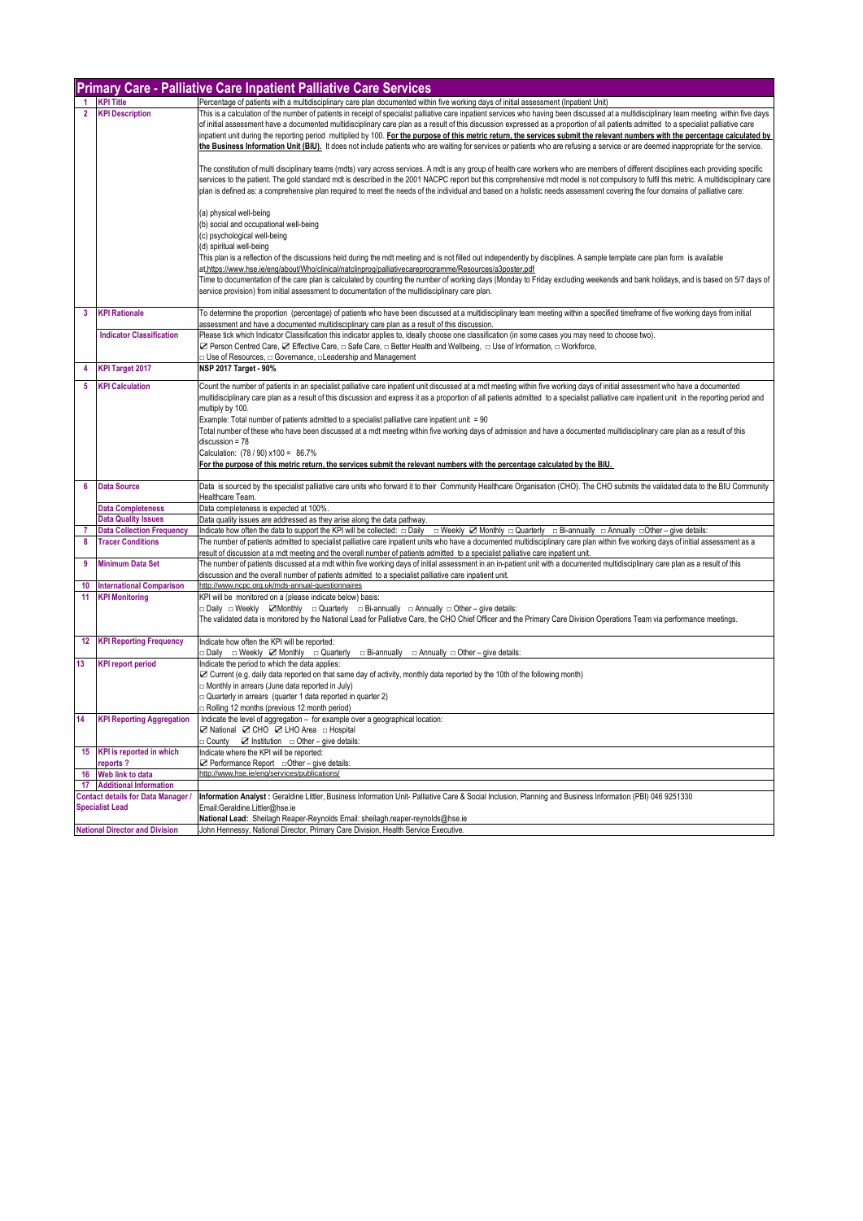## Primary Care - Palliative Care Inpatient Palliative Care Services

| | | |
|---|---|---|
| 1 | **KPI Title** | Percentage of patients with a multidisciplinary care plan documented within five working days of initial assessment (Inpatient Unit) |
| 2 | **KPI Description** | This is a calculation of the number of patients in receipt of specialist palliative care inpatient services who having been discussed at a multidisciplinary team meeting within five days of initial assessment have a documented multidisciplinary care plan as a result of this discussion expressed as a proportion of all patients admitted to a specialist palliative care inpatient unit during the reporting period multiplied by 100. **For the purpose of this metric return, the services submit the relevant numbers with the percentage calculated by the Business Information Unit (BIU).** It does not include patients who are waiting for services or patients who are refusing a service or are deemed inappropriate for the service.<br><br>The constitution of multi disciplinary teams (mdts) vary across services. A mdt is any group of health care workers who are members of different disciplines each providing specific services to the patient. The gold standard mdt is described in the 2001 NACPC report but this comprehensive mdt model is not compulsory to fulfil this metric. A multidisciplinary care plan is defined as: a comprehensive plan required to meet the needs of the individual and based on a holistic needs assessment covering the four domains of palliative care:<br><br>(a) physical well-being<br>(b) social and occupational well-being<br>(c) psychological well-being<br>(d) spiritual well-being<br>This plan is a reflection of the discussions held during the mdt meeting and is not filled out independently by disciplines. A sample template care plan form is available at,https://www.hse.ie/eng/about/Who/clinical/natclinprog/palliativecareprogramme/Resources/a3poster.pdf<br>Time to documentation of the care plan is calculated by counting the number of working days (Monday to Friday excluding weekends and bank holidays, and is based on 5/7 days of service provision) from initial assessment to documentation of the multidisciplinary care plan. |
| 3 | **KPI Rationale** | To determine the proportion (percentage) of patients who have been discussed at a multidisciplinary team meeting within a specified timeframe of five working days from initial assessment and have a documented multidisciplinary care plan as a result of this discussion. |
| | **Indicator Classification** | Please tick which Indicator Classification this indicator applies to, ideally choose one classification (in some cases you may need to choose two).<br>☑ Person Centred Care, ☑ Effective Care, □ Safe Care, □ Better Health and Wellbeing, □ Use of Information, □ Workforce,<br>□ Use of Resources, □ Governance, □Leadership and Management |
| 4 | **KPI Target 2017** | **NSP 2017 Target - 90%** |
| 5 | **KPI Calculation** | Count the number of patients in an specialist palliative care inpatient unit discussed at a mdt meeting within five working days of initial assessment who have a documented multidisciplinary care plan as a result of this discussion and express it as a proportion of all patients admitted to a specialist palliative care inpatient unit in the reporting period and multiply by 100.<br>Example: Total number of patients admitted to a specialist palliative care inpatient unit = 90<br>Total number of these who have been discussed at a mdt meeting within five working days of admission and have a documented multidisciplinary care plan as a result of this discussion = 78<br>Calculation: (78 / 90) x100 = 86.7%<br>**For the purpose of this metric return, the services submit the relevant numbers with the percentage calculated by the BIU.** |
| 6 | **Data Source** | Data is sourced by the specialist palliative care units who forward it to their Community Healthcare Organisation (CHO). The CHO submits the validated data to the BIU Community Healthcare Team. |
| | **Data Completeness** | Data completeness is expected at 100%. |
| | **Data Quality Issues** | Data quality issues are addressed as they arise along the data pathway. |
| 7 | **Data Collection Frequency** | Indicate how often the data to support the KPI will be collected: □ Daily □ Weekly ☑ Monthly □ Quarterly □ Bi-annually □ Annually □Other – give details: |
| 8 | **Tracer Conditions** | The number of patients admitted to specialist palliative care inpatient units who have a documented multidisciplinary care plan within five working days of initial assessment as a result of discussion at a mdt meeting and the overall number of patients admitted to a specialist palliative care inpatient unit. |
| 9 | **Minimum Data Set** | The number of patients discussed at a mdt within five working days of initial assessment in an in-patient unit with a documented multidisciplinary care plan as a result of this discussion and the overall number of patients admitted to a specialist palliative care inpatient unit. |
| 10 | **International Comparison** | http://www.ncpc.org.uk/mds-annual-questionnaires |
| 11 | **KPI Monitoring** | KPI will be monitored on a (please indicate below) basis:<br>□ Daily □ Weekly ☑Monthly □ Quarterly □ Bi-annually □ Annually □ Other – give details:<br>The validated data is monitored by the National Lead for Palliative Care, the CHO Chief Officer and the Primary Care Division Operations Team via performance meetings. |
| 12 | **KPI Reporting Frequency** | Indicate how often the KPI will be reported:<br>□ Daily □ Weekly ☑ Monthly □ Quarterly □ Bi-annually □ Annually □ Other – give details: |
| 13 | **KPI report period** | Indicate the period to which the data applies:<br>☑ Current (e.g. daily data reported on that same day of activity, monthly data reported by the 10th of the following month)<br>□ Monthly in arrears (June data reported in July)<br>□ Quarterly in arrears (quarter 1 data reported in quarter 2)<br>□ Rolling 12 months (previous 12 month period) |
| 14 | **KPI Reporting Aggregation** | Indicate the level of aggregation – for example over a geographical location:<br>☑ National ☑ CHO ☑ LHO Area □ Hospital<br>□ County ☑ Institution □ Other – give details: |
| 15 | **KPI is reported in which reports ?** | Indicate where the KPI will be reported:<br>☑ Performance Report □Other – give details: |
| 16 | **Web link to data** | http://www.hse.ie/eng/services/publications/ |
| 17 | **Additional Information** | |
| **Contact details for Data Manager / Specialist Lead** | | **Information Analyst :** Geraldine Littler, Business Information Unit- Palliative Care & Social Inclusion, Planning and Business Information (PBI) 046 9251330<br>Email:Geraldine.Littler@hse.ie<br>**National Lead:** Sheilagh Reaper-Reynolds Email: sheilagh.reaper-reynolds@hse.ie |
| **National Director and Division** | | John Hennessy, National Director, Primary Care Division, Health Service Executive. |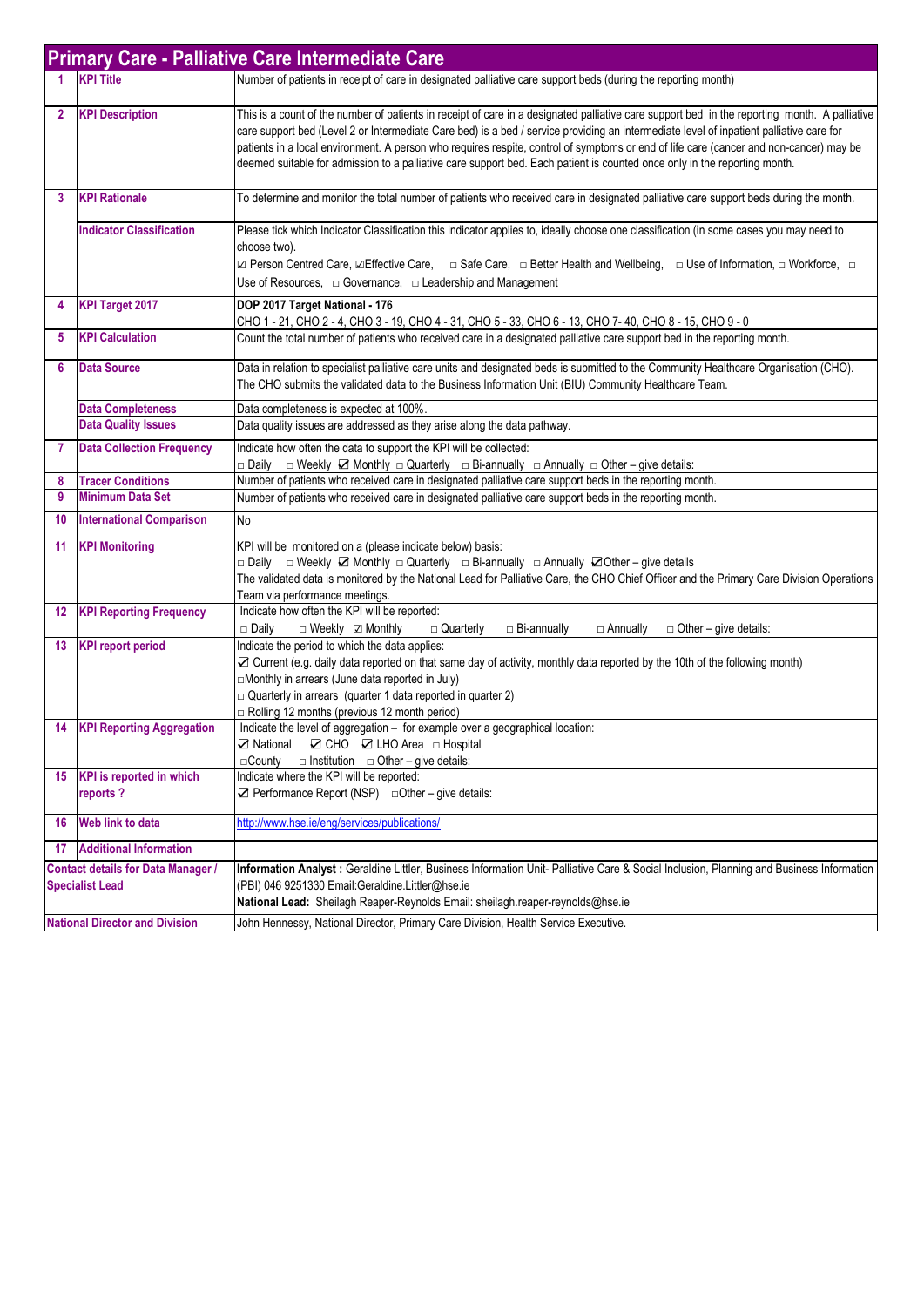## Primary Care - Palliative Care Intermediate Care

| | | |
|---|---|---|
| 1 | **KPI Title** | Number of patients in receipt of care in designated palliative care support beds (during the reporting month) |
| 2 | **KPI Description** | This is a count of the number of patients in receipt of care in a designated palliative care support bed in the reporting month. A palliative care support bed (Level 2 or Intermediate Care bed) is a bed / service providing an intermediate level of inpatient palliative care for patients in a local environment. A person who requires respite, control of symptoms or end of life care (cancer and non-cancer) may be deemed suitable for admission to a palliative care support bed. Each patient is counted once only in the reporting month. |
| 3 | **KPI Rationale** | To determine and monitor the total number of patients who received care in designated palliative care support beds during the month. |
| | **Indicator Classification** | Please tick which Indicator Classification this indicator applies to, ideally choose one classification (in some cases you may need to choose two).<br>☑ Person Centred Care, ☑Effective Care, □ Safe Care, □ Better Health and Wellbeing, □ Use of Information, □ Workforce, □ Use of Resources, □ Governance, □ Leadership and Management |
| 4 | **KPI Target 2017** | **DOP 2017 Target National - 176**<br>CHO 1 - 21, CHO 2 - 4, CHO 3 - 19, CHO 4 - 31, CHO 5 - 33, CHO 6 - 13, CHO 7- 40, CHO 8 - 15, CHO 9 - 0 |
| 5 | **KPI Calculation** | Count the total number of patients who received care in a designated palliative care support bed in the reporting month. |
| 6 | **Data Source** | Data in relation to specialist palliative care units and designated beds is submitted to the Community Healthcare Organisation (CHO). The CHO submits the validated data to the Business Information Unit (BIU) Community Healthcare Team. |
| | **Data Completeness** | Data completeness is expected at 100%. |
| | **Data Quality Issues** | Data quality issues are addressed as they arise along the data pathway. |
| 7 | **Data Collection Frequency** | Indicate how often the data to support the KPI will be collected:<br>□ Daily □ Weekly ☑ Monthly □ Quarterly □ Bi-annually □ Annually □ Other – give details: |
| 8 | **Tracer Conditions** | Number of patients who received care in designated palliative care support beds in the reporting month. |
| 9 | **Minimum Data Set** | Number of patients who received care in designated palliative care support beds in the reporting month. |
| 10 | **International Comparison** | No |
| 11 | **KPI Monitoring** | KPI will be monitored on a (please indicate below) basis:<br>□ Daily □ Weekly ☑ Monthly □ Quarterly □ Bi-annually □ Annually ☑Other – give details<br>The validated data is monitored by the National Lead for Palliative Care, the CHO Chief Officer and the Primary Care Division Operations Team via performance meetings. |
| 12 | **KPI Reporting Frequency** | Indicate how often the KPI will be reported:<br>□ Daily □ Weekly ☑ Monthly □ Quarterly □ Bi-annually □ Annually □ Other – give details: |
| 13 | **KPI report period** | Indicate the period to which the data applies:<br>☑ Current (e.g. daily data reported on that same day of activity, monthly data reported by the 10th of the following month)<br>□Monthly in arrears (June data reported in July)<br>□ Quarterly in arrears (quarter 1 data reported in quarter 2)<br>□ Rolling 12 months (previous 12 month period) |
| 14 | **KPI Reporting Aggregation** | Indicate the level of aggregation – for example over a geographical location:<br>☑ National ☑ CHO ☑ LHO Area □ Hospital<br>□County □ Institution □ Other – give details: |
| 15 | **KPI is reported in which reports ?** | Indicate where the KPI will be reported:<br>☑ Performance Report (NSP) □Other – give details: |
| 16 | **Web link to data** | http://www.hse.ie/eng/services/publications/ |
| 17 | **Additional Information** | |
| **Contact details for Data Manager / Specialist Lead** | | **Information Analyst :** Geraldine Littler, Business Information Unit- Palliative Care & Social Inclusion, Planning and Business Information (PBI) 046 9251330 Email:Geraldine.Littler@hse.ie<br>**National Lead:** Sheilagh Reaper-Reynolds Email: sheilagh.reaper-reynolds@hse.ie |
| **National Director and Division** | | John Hennessy, National Director, Primary Care Division, Health Service Executive. |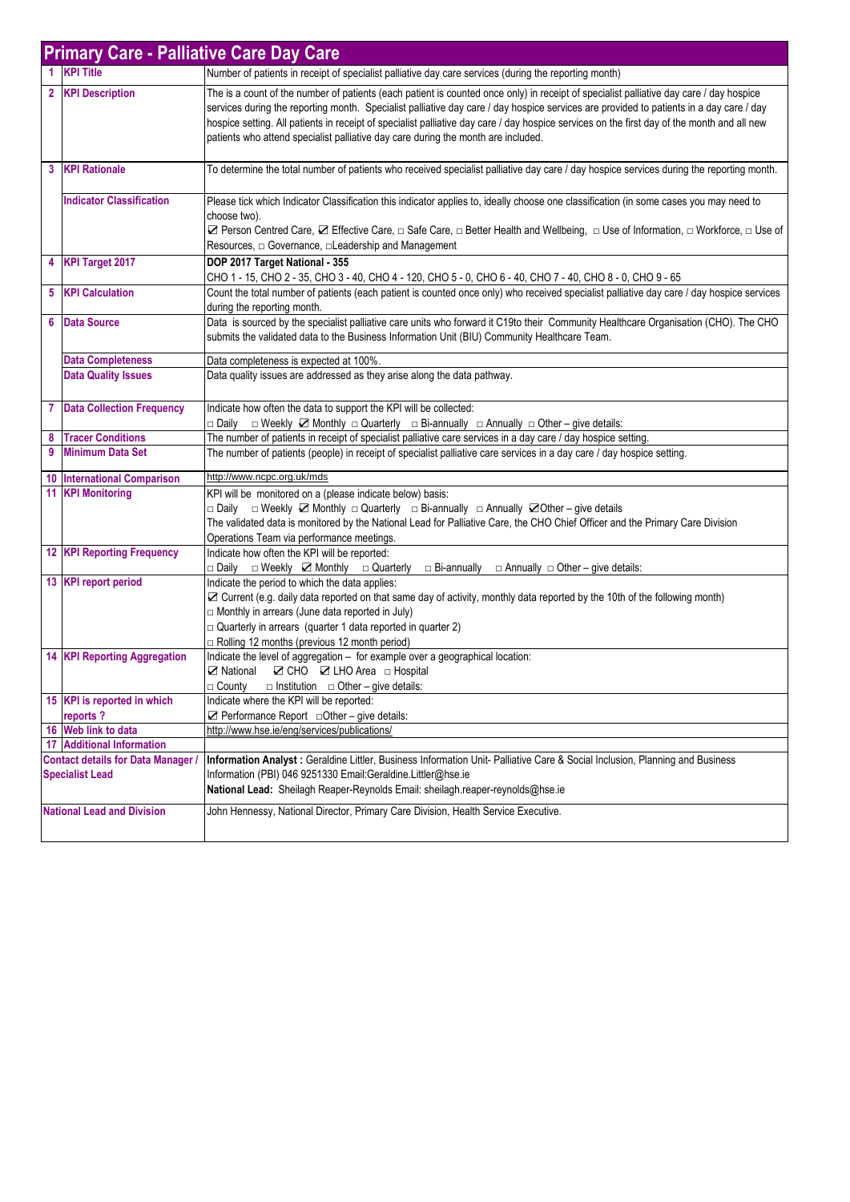## Primary Care - Palliative Care Day Care

| | | |
|---|---|---|
| 1 | **KPI Title** | Number of patients in receipt of specialist palliative day care services (during the reporting month) |
| 2 | **KPI Description** | The is a count of the number of patients (each patient is counted once only) in receipt of specialist palliative day care / day hospice services during the reporting month. Specialist palliative day care / day hospice services are provided to patients in a day care / day hospice setting. All patients in receipt of specialist palliative day care / day hospice services on the first day of the month and all new patients who attend specialist palliative day care during the month are included. |
| 3 | **KPI Rationale** | To determine the total number of patients who received specialist palliative day care / day hospice services during the reporting month. |
| | **Indicator Classification** | Please tick which Indicator Classification this indicator applies to, ideally choose one classification (in some cases you may need to choose two).<br>☑ Person Centred Care, ☑ Effective Care, □ Safe Care, □ Better Health and Wellbeing, □ Use of Information, □ Workforce, □ Use of Resources, □ Governance, □Leadership and Management |
| 4 | **KPI Target 2017** | **DOP 2017 Target National - 355**<br>CHO 1 - 15, CHO 2 - 35, CHO 3 - 40, CHO 4 - 120, CHO 5 - 0, CHO 6 - 40, CHO 7 - 40, CHO 8 - 0, CHO 9 - 65 |
| 5 | **KPI Calculation** | Count the total number of patients (each patient is counted once only) who received specialist palliative day care / day hospice services during the reporting month. |
| 6 | **Data Source** | Data is sourced by the specialist palliative care units who forward it C19to their Community Healthcare Organisation (CHO). The CHO submits the validated data to the Business Information Unit (BIU) Community Healthcare Team. |
| | **Data Completeness** | Data completeness is expected at 100%. |
| | **Data Quality Issues** | Data quality issues are addressed as they arise along the data pathway. |
| 7 | **Data Collection Frequency** | Indicate how often the data to support the KPI will be collected:<br>□ Daily □ Weekly ☑ Monthly □ Quarterly □ Bi-annually □ Annually □ Other – give details: |
| 8 | **Tracer Conditions** | The number of patients in receipt of specialist palliative care services in a day care / day hospice setting. |
| 9 | **Minimum Data Set** | The number of patients (people) in receipt of specialist palliative care services in a day care / day hospice setting. |
| 10 | **International Comparison** | http://www.ncpc.org.uk/mds |
| 11 | **KPI Monitoring** | KPI will be monitored on a (please indicate below) basis:<br>□ Daily □ Weekly ☑ Monthly □ Quarterly □ Bi-annually □ Annually ☑Other – give details<br>The validated data is monitored by the National Lead for Palliative Care, the CHO Chief Officer and the Primary Care Division Operations Team via performance meetings. |
| 12 | **KPI Reporting Frequency** | Indicate how often the KPI will be reported:<br>□ Daily □ Weekly ☑ Monthly □ Quarterly □ Bi-annually □ Annually □ Other – give details: |
| 13 | **KPI report period** | Indicate the period to which the data applies:<br>☑ Current (e.g. daily data reported on that same day of activity, monthly data reported by the 10th of the following month)<br>□ Monthly in arrears (June data reported in July)<br>□ Quarterly in arrears (quarter 1 data reported in quarter 2)<br>□ Rolling 12 months (previous 12 month period) |
| 14 | **KPI Reporting Aggregation** | Indicate the level of aggregation – for example over a geographical location:<br>☑ National ☑ CHO ☑ LHO Area □ Hospital<br>□ County □ Institution □ Other – give details: |
| 15 | **KPI is reported in which reports ?** | Indicate where the KPI will be reported:<br>☑ Performance Report □Other – give details: |
| 16 | **Web link to data** | http://www.hse.ie/eng/services/publications/ |
| 17 | **Additional Information** | |
| | **Contact details for Data Manager / Specialist Lead** | **Information Analyst :** Geraldine Littler, Business Information Unit- Palliative Care & Social Inclusion, Planning and Business Information (PBI) 046 9251330 Email:Geraldine.Littler@hse.ie<br>**National Lead:** Sheilagh Reaper-Reynolds Email: sheilagh.reaper-reynolds@hse.ie |
| | **National Lead and Division** | John Hennessy, National Director, Primary Care Division, Health Service Executive. |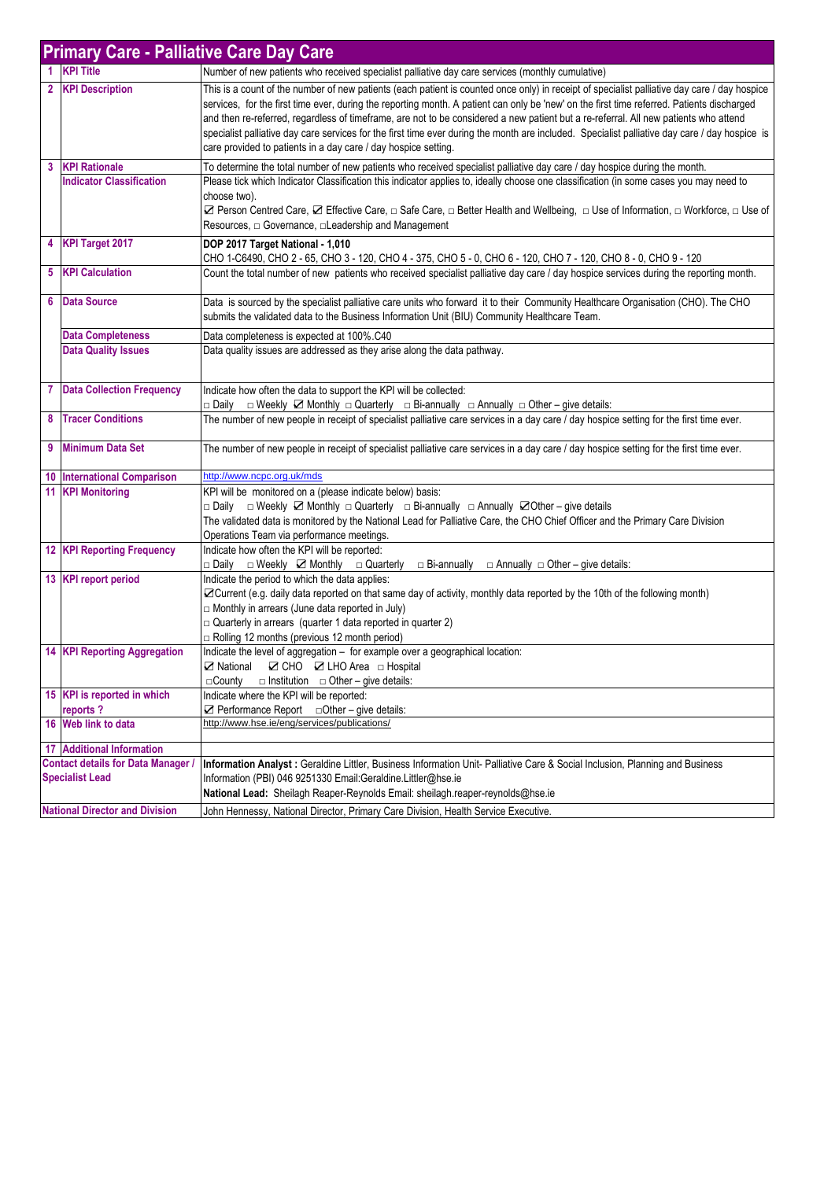# Primary Care - Palliative Care Day Care

| | | |
|---|---|---|
| 1 | **KPI Title** | Number of new patients who received specialist palliative day care services (monthly cumulative) |
| 2 | **KPI Description** | This is a count of the number of new patients (each patient is counted once only) in receipt of specialist palliative day care / day hospice services, for the first time ever, during the reporting month. A patient can only be 'new' on the first time referred. Patients discharged and then re-referred, regardless of timeframe, are not to be considered a new patient but a re-referral. All new patients who attend specialist palliative day care services for the first time ever during the month are included. Specialist palliative day care / day hospice is care provided to patients in a day care / day hospice setting. |
| 3 | **KPI Rationale** | To determine the total number of new patients who received specialist palliative day care / day hospice during the month. |
| | **Indicator Classification** | Please tick which Indicator Classification this indicator applies to, ideally choose one classification (in some cases you may need to choose two).<br>☑ Person Centred Care, ☑ Effective Care, □ Safe Care, □ Better Health and Wellbeing, □ Use of Information, □ Workforce, □ Use of Resources, □ Governance, □Leadership and Management |
| 4 | **KPI Target 2017** | **DOP 2017 Target National - 1,010**<br>CHO 1-C6490, CHO 2 - 65, CHO 3 - 120, CHO 4 - 375, CHO 5 - 0, CHO 6 - 120, CHO 7 - 120, CHO 8 - 0, CHO 9 - 120 |
| 5 | **KPI Calculation** | Count the total number of new patients who received specialist palliative day care / day hospice services during the reporting month. |
| 6 | **Data Source** | Data is sourced by the specialist palliative care units who forward it to their Community Healthcare Organisation (CHO). The CHO submits the validated data to the Business Information Unit (BIU) Community Healthcare Team. |
| | **Data Completeness** | Data completeness is expected at 100%.C40 |
| | **Data Quality Issues** | Data quality issues are addressed as they arise along the data pathway. |
| 7 | **Data Collection Frequency** | Indicate how often the data to support the KPI will be collected:<br>□ Daily □ Weekly ☑ Monthly □ Quarterly □ Bi-annually □ Annually □ Other – give details: |
| 8 | **Tracer Conditions** | The number of new people in receipt of specialist palliative care services in a day care / day hospice setting for the first time ever. |
| 9 | **Minimum Data Set** | The number of new people in receipt of specialist palliative care services in a day care / day hospice setting for the first time ever. |
| 10 | **International Comparison** | http://www.ncpc.org.uk/mds |
| 11 | **KPI Monitoring** | KPI will be monitored on a (please indicate below) basis:<br>□ Daily □ Weekly ☑ Monthly □ Quarterly □ Bi-annually □ Annually ☑Other – give details<br>The validated data is monitored by the National Lead for Palliative Care, the CHO Chief Officer and the Primary Care Division Operations Team via performance meetings. |
| 12 | **KPI Reporting Frequency** | Indicate how often the KPI will be reported:<br>□ Daily □ Weekly ☑ Monthly □ Quarterly □ Bi-annually □ Annually □ Other – give details: |
| 13 | **KPI report period** | Indicate the period to which the data applies:<br>☑Current (e.g. daily data reported on that same day of activity, monthly data reported by the 10th of the following month)<br>□ Monthly in arrears (June data reported in July)<br>□ Quarterly in arrears (quarter 1 data reported in quarter 2)<br>□ Rolling 12 months (previous 12 month period) |
| 14 | **KPI Reporting Aggregation** | Indicate the level of aggregation – for example over a geographical location:<br>☑ National ☑ CHO ☑ LHO Area □ Hospital<br>□County □ Institution □ Other – give details: |
| 15 | **KPI is reported in which reports ?** | Indicate where the KPI will be reported:<br>☑ Performance Report □Other – give details: |
| 16 | **Web link to data** | http://www.hse.ie/eng/services/publications/ |
| 17 | **Additional Information** | |
| **Contact details for Data Manager / Specialist Lead** | | **Information Analyst :** Geraldine Littler, Business Information Unit- Palliative Care & Social Inclusion, Planning and Business Information (PBI) 046 9251330 Email:Geraldine.Littler@hse.ie<br>**National Lead:** Sheilagh Reaper-Reynolds Email: sheilagh.reaper-reynolds@hse.ie |
| **National Director and Division** | | John Hennessy, National Director, Primary Care Division, Health Service Executive. |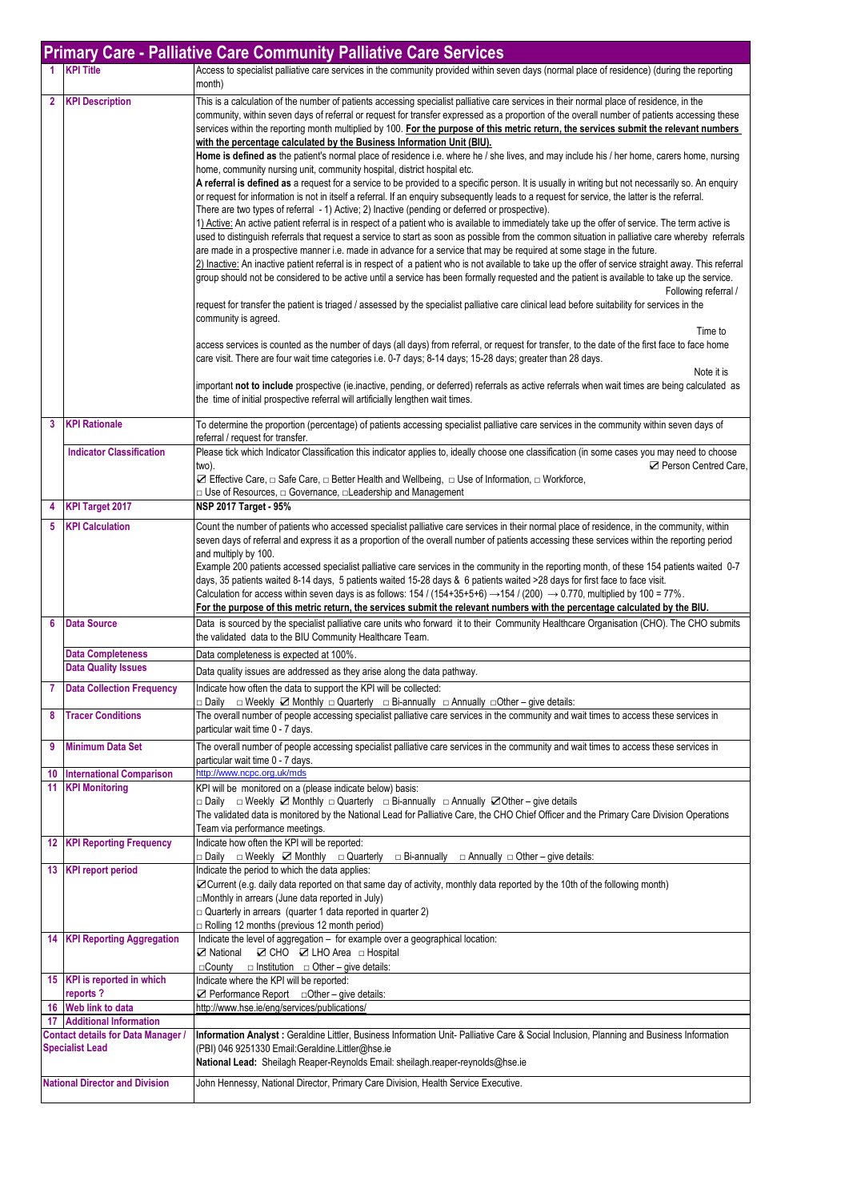## Primary Care - Palliative Care Community Palliative Care Services

| | | |
|---|---|---|
| 1 | **KPI Title** | Access to specialist palliative care services in the community provided within seven days (normal place of residence) (during the reporting month) |
| 2 | **KPI Description** | This is a calculation of the number of patients accessing specialist palliative care services in their normal place of residence, in the community, within seven days of referral or request for transfer expressed as a proportion of the overall number of patients accessing these services within the reporting month multiplied by 100. **For the purpose of this metric return, the services submit the relevant numbers with the percentage calculated by the Business Information Unit (BIU).**<br>**Home is defined as** the patient's normal place of residence i.e. where he / she lives, and may include his / her home, carers home, nursing home, community nursing unit, community hospital, district hospital etc.<br>**A referral is defined as** a request for a service to be provided to a specific person. It is usually in writing but not necessarily so. An enquiry or request for information is not in itself a referral. If an enquiry subsequently leads to a request for service, the latter is the referral.<br>There are two types of referral - 1) Active; 2) Inactive (pending or deferred or prospective).<br>1) Active: An active patient referral is in respect of a patient who is available to immediately take up the offer of service. The term active is used to distinguish referrals that request a service to start as soon as possible from the common situation in palliative care whereby referrals are made in a prospective manner i.e. made in advance for a service that may be required at some stage in the future.<br>2) Inactive: An inactive patient referral is in respect of a patient who is not available to take up the offer of service straight away. This referral group should not be considered to be active until a service has been formally requested and the patient is available to take up the service.<br>Following referral / request for transfer the patient is triaged / assessed by the specialist palliative care clinical lead before suitability for services in the community is agreed.<br>Time to access services is counted as the number of days (all days) from referral, or request for transfer, to the date of the first face to face home care visit. There are four wait time categories i.e. 0-7 days; 8-14 days; 15-28 days; greater than 28 days.<br>Note it is important **not to include** prospective (ie.inactive, pending, or deferred) referrals as active referrals when wait times are being calculated as the time of initial prospective referral will artificially lengthen wait times. |
| 3 | **KPI Rationale** | To determine the proportion (percentage) of patients accessing specialist palliative care services in the community within seven days of referral / request for transfer. |
| | **Indicator Classification** | Please tick which Indicator Classification this indicator applies to, ideally choose one classification (in some cases you may need to choose two). ☑ Person Centred Care, ☑ Effective Care, □ Safe Care, □ Better Health and Wellbeing, □ Use of Information, □ Workforce, □ Use of Resources, □ Governance, □Leadership and Management |
| 4 | **KPI Target 2017** | **NSP 2017 Target - 95%** |
| 5 | **KPI Calculation** | Count the number of patients who accessed specialist palliative care services in their normal place of residence, in the community, within seven days of referral and express it as a proportion of the overall number of patients accessing these services within the reporting period and multiply by 100.<br>Example 200 patients accessed specialist palliative care services in the community in the reporting month, of these 154 patients waited 0-7 days, 35 patients waited 8-14 days, 5 patients waited 15-28 days & 6 patients waited >28 days for first face to face visit.<br>Calculation for access within seven days is as follows: 154 / (154+35+5+6) →154 / (200) → 0.770, multiplied by 100 = 77%.<br>**For the purpose of this metric return, the services submit the relevant numbers with the percentage calculated by the BIU.** |
| 6 | **Data Source** | Data is sourced by the specialist palliative care units who forward it to their Community Healthcare Organisation (CHO). The CHO submits the validated data to the BIU Community Healthcare Team. |
| | **Data Completeness** | Data completeness is expected at 100%. |
| | **Data Quality Issues** | Data quality issues are addressed as they arise along the data pathway. |
| 7 | **Data Collection Frequency** | Indicate how often the data to support the KPI will be collected:<br>□ Daily □ Weekly ☑ Monthly □ Quarterly □ Bi-annually □ Annually □Other – give details: |
| 8 | **Tracer Conditions** | The overall number of people accessing specialist palliative care services in the community and wait times to access these services in particular wait time 0 - 7 days. |
| 9 | **Minimum Data Set** | The overall number of people accessing specialist palliative care services in the community and wait times to access these services in particular wait time 0 - 7 days. |
| 10 | **International Comparison** | http://www.ncpc.org.uk/mds |
| 11 | **KPI Monitoring** | KPI will be monitored on a (please indicate below) basis:<br>□ Daily □ Weekly ☑ Monthly □ Quarterly □ Bi-annually □ Annually ☑Other – give details<br>The validated data is monitored by the National Lead for Palliative Care, the CHO Chief Officer and the Primary Care Division Operations Team via performance meetings. |
| 12 | **KPI Reporting Frequency** | Indicate how often the KPI will be reported:<br>□ Daily □ Weekly ☑ Monthly □ Quarterly □ Bi-annually □ Annually □ Other – give details: |
| 13 | **KPI report period** | Indicate the period to which the data applies:<br>☑Current (e.g. daily data reported on that same day of activity, monthly data reported by the 10th of the following month)<br>□Monthly in arrears (June data reported in July)<br>□ Quarterly in arrears (quarter 1 data reported in quarter 2)<br>□ Rolling 12 months (previous 12 month period) |
| 14 | **KPI Reporting Aggregation** | Indicate the level of aggregation – for example over a geographical location:<br>☑ National ☑ CHO ☑ LHO Area □ Hospital<br>□County □ Institution □ Other – give details: |
| 15 | **KPI is reported in which reports ?** | Indicate where the KPI will be reported:<br>☑ Performance Report □Other – give details: |
| 16 | **Web link to data** | http://www.hse.ie/eng/services/publications/ |
| 17 | **Additional Information** | |
| | **Contact details for Data Manager / Specialist Lead** | **Information Analyst :** Geraldine Littler, Business Information Unit- Palliative Care & Social Inclusion, Planning and Business Information (PBI) 046 9251330 Email:Geraldine.Littler@hse.ie<br>**National Lead:** Sheilagh Reaper-Reynolds Email: sheilagh.reaper-reynolds@hse.ie |
| | **National Director and Division** | John Hennessy, National Director, Primary Care Division, Health Service Executive. |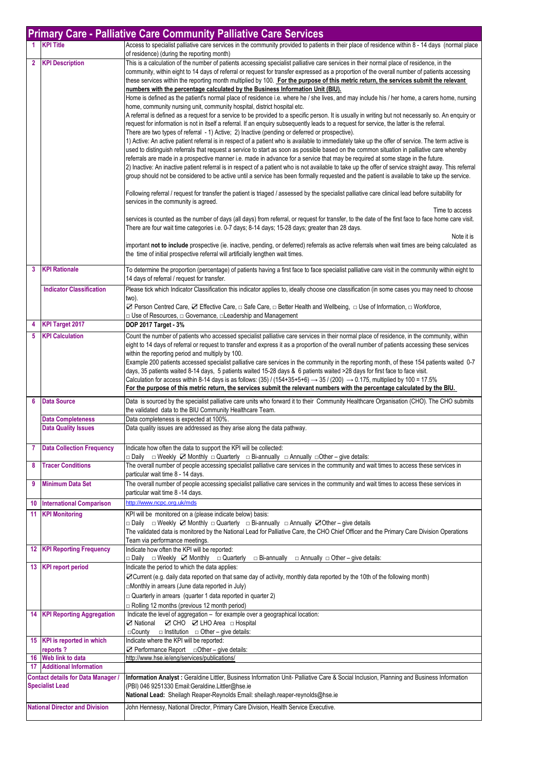# Primary Care - Palliative Care Community Palliative Care Services

| | | |
|---|---|---|
| 1 | **KPI Title** | Access to specialist palliative care services in the community provided to patients in their place of residence within 8 - 14 days (normal place of residence) (during the reporting month) |
| 2 | **KPI Description** | This is a calculation of the number of patients accessing specialist palliative care services in their normal place of residence, in the community, within eight to 14 days of referral or request for transfer expressed as a proportion of the overall number of patients accessing these services within the reporting month multiplied by 100. **For the purpose of this metric return, the services submit the relevant numbers with the percentage calculated by the Business Information Unit (BIU).** Home is defined as the patient's normal place of residence i.e. where he / she lives, and may include his / her home, a carers home, nursing home, community nursing unit, community hospital, district hospital etc. A referral is defined as a request for a service to be provided to a specific person. It is usually in writing but not necessarily so. An enquiry or request for information is not in itself a referral. If an enquiry subsequently leads to a request for service, the latter is the referral. There are two types of referral - 1) Active; 2) Inactive (pending or deferred or prospective). 1) Active: An active patient referral is in respect of a patient who is available to immediately take up the offer of service. The term active is used to distinguish referrals that request a service to start as soon as possible based on the common situation in palliative care whereby referrals are made in a prospective manner i.e. made in advance for a service that may be required at some stage in the future. 2) Inactive: An inactive patient referral is in respect of a patient who is not available to take up the offer of service straight away. This referral group should not be considered to be active until a service has been formally requested and the patient is available to take up the service. Following referral / request for transfer the patient is triaged / assessed by the specialist palliative care clinical lead before suitability for services in the community is agreed. Time to access services is counted as the number of days (all days) from referral, or request for transfer, to the date of the first face to face home care visit. There are four wait time categories i.e. 0-7 days; 8-14 days; 15-28 days; greater than 28 days. Note it is important **not to include** prospective (ie. inactive, pending, or deferred) referrals as active referrals when wait times are being calculated as the time of initial prospective referral will artificially lengthen wait times. |
| 3 | **KPI Rationale** | To determine the proportion (percentage) of patients having a first face to face specialist palliative care visit in the community within eight to 14 days of referral / request for transfer. |
| | **Indicator Classification** | Please tick which Indicator Classification this indicator applies to, ideally choose one classification (in some cases you may need to choose two). ☑ Person Centred Care, ☑ Effective Care, □ Safe Care, □ Better Health and Wellbeing, □ Use of Information, □ Workforce, □ Use of Resources, □ Governance, □Leadership and Management |
| 4 | **KPI Target 2017** | **DOP 2017 Target - 3%** |
| 5 | **KPI Calculation** | Count the number of patients who accessed specialist palliative care services in their normal place of residence, in the community, within eight to 14 days of referral or request to transfer and express it as a proportion of the overall number of patients accessing these services within the reporting period and multiply by 100. Example 200 patients accessed specialist palliative care services in the community in the reporting month, of these 154 patients waited 0-7 days, 35 patients waited 8-14 days, 5 patients waited 15-28 days & 6 patients waited >28 days for first face to face visit. Calculation for access within 8-14 days is as follows: (35) / (154+35+5+6) → 35 / (200) → 0.175, multiplied by 100 = 17.5% **For the purpose of this metric return, the services submit the relevant numbers with the percentage calculated by the BIU.** |
| 6 | **Data Source** | Data is sourced by the specialist palliative care units who forward it to their Community Healthcare Organisation (CHO). The CHO submits the validated data to the BIU Community Healthcare Team. |
| | **Data Completeness** | Data completeness is expected at 100%. |
| | **Data Quality Issues** | Data quality issues are addressed as they arise along the data pathway. |
| 7 | **Data Collection Frequency** | Indicate how often the data to support the KPI will be collected: □ Daily □ Weekly ☑ Monthly □ Quarterly □ Bi-annually □ Annually □Other – give details: |
| 8 | **Tracer Conditions** | The overall number of people accessing specialist palliative care services in the community and wait times to access these services in particular wait time 8 - 14 days. |
| 9 | **Minimum Data Set** | The overall number of people accessing specialist palliative care services in the community and wait times to access these services in particular wait time 8 -14 days. |
| 10 | **International Comparison** | http://www.ncpc.org.uk/mds |
| 11 | **KPI Monitoring** | KPI will be monitored on a (please indicate below) basis: □ Daily □ Weekly ☑ Monthly □ Quarterly □ Bi-annually □ Annually ☑Other – give details The validated data is monitored by the National Lead for Palliative Care, the CHO Chief Officer and the Primary Care Division Operations Team via performance meetings. |
| 12 | **KPI Reporting Frequency** | Indicate how often the KPI will be reported: □ Daily □ Weekly ☑ Monthly □ Quarterly □ Bi-annually □ Annually □ Other – give details: |
| 13 | **KPI report period** | Indicate the period to which the data applies: ☑Current (e.g. daily data reported on that same day of activity, monthly data reported by the 10th of the following month) □Monthly in arrears (June data reported in July) □ Quarterly in arrears (quarter 1 data reported in quarter 2) □ Rolling 12 months (previous 12 month period) |
| 14 | **KPI Reporting Aggregation** | Indicate the level of aggregation – for example over a geographical location: ☑ National ☑ CHO ☑ LHO Area □ Hospital □County □ Institution □ Other – give details: |
| 15 | **KPI is reported in which reports ?** | Indicate where the KPI will be reported: ☑ Performance Report □Other – give details: |
| 16 | **Web link to data** | http://www.hse.ie/eng/services/publications/ |
| 17 | **Additional Information** | |
| | **Contact details for Data Manager / Specialist Lead** | **Information Analyst :** Geraldine Littler, Business Information Unit- Palliative Care & Social Inclusion, Planning and Business Information (PBI) 046 9251330 Email:Geraldine.Littler@hse.ie **National Lead:** Sheilagh Reaper-Reynolds Email: sheilagh.reaper-reynolds@hse.ie |
| | **National Director and Division** | John Hennessy, National Director, Primary Care Division, Health Service Executive. |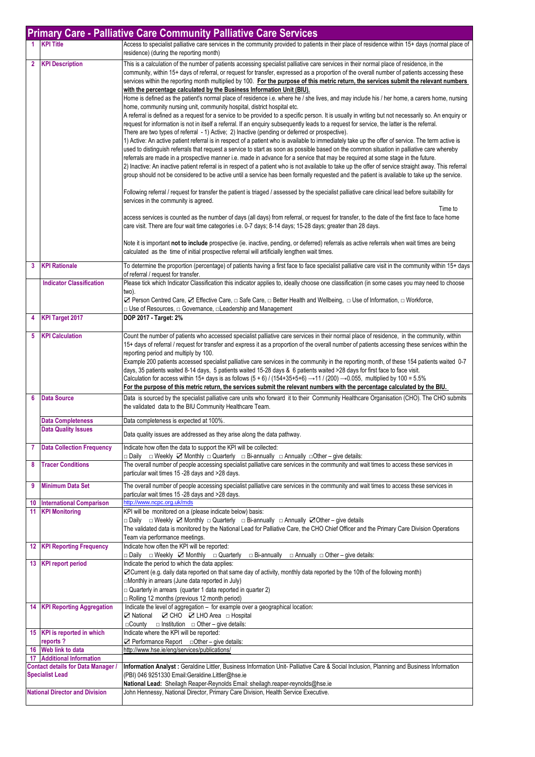# Primary Care - Palliative Care Community Palliative Care Services

| | | |
|---|---|---|
| 1 | **KPI Title** | Access to specialist palliative care services in the community provided to patients in their place of residence within 15+ days (normal place of residence) (during the reporting month) |
| 2 | **KPI Description** | This is a calculation of the number of patients accessing specialist palliative care services in their normal place of residence, in the community, within 15+ days of referral, or request for transfer, expressed as a proportion of the overall number of patients accessing these services within the reporting month multiplied by 100. **For the purpose of this metric return, the services submit the relevant numbers with the percentage calculated by the Business Information Unit (BIU).**<br>Home is defined as the patient's normal place of residence i.e. where he / she lives, and may include his / her home, a carers home, nursing home, community nursing unit, community hospital, district hospital etc.<br>A referral is defined as a request for a service to be provided to a specific person. It is usually in writing but not necessarily so. An enquiry or request for information is not in itself a referral. If an enquiry subsequently leads to a request for service, the latter is the referral.<br>There are two types of referral - 1) Active; 2) Inactive (pending or deferred or prospective).<br>1) Active: An active patient referral is in respect of a patient who is available to immediately take up the offer of service. The term active is used to distinguish referrals that request a service to start as soon as possible based on the common situation in palliative care whereby referrals are made in a prospective manner i.e. made in advance for a service that may be required at some stage in the future.<br>2) Inactive: An inactive patient referral is in respect of a patient who is not available to take up the offer of service straight away. This referral group should not be considered to be active until a service has been formally requested and the patient is available to take up the service.<br><br>Following referral / request for transfer the patient is triaged / assessed by the specialist palliative care clinical lead before suitability for services in the community is agreed.<br>Time to access services is counted as the number of days (all days) from referral, or request for transfer, to the date of the first face to face home care visit. There are four wait time categories i.e. 0-7 days; 8-14 days; 15-28 days; greater than 28 days.<br><br>Note it is important **not to include** prospective (ie. inactive, pending, or deferred) referrals as active referrals when wait times are being calculated as the time of initial prospective referral will artificially lengthen wait times. |
| 3 | **KPI Rationale** | To determine the proportion (percentage) of patients having a first face to face specialist palliative care visit in the community within 15+ days of referral / request for transfer. |
| | **Indicator Classification** | Please tick which Indicator Classification this indicator applies to, ideally choose one classification (in some cases you may need to choose two).<br>☑ Person Centred Care, ☑ Effective Care, □ Safe Care, □ Better Health and Wellbeing, □ Use of Information, □ Workforce, □ Use of Resources, □ Governance, □Leadership and Management |
| 4 | **KPI Target 2017** | **DOP 2017 - Target: 2%** |
| 5 | **KPI Calculation** | Count the number of patients who accessed specialist palliative care services in their normal place of residence, in the community, within 15+ days of referral / request for transfer and express it as a proportion of the overall number of patients accessing these services within the reporting period and multiply by 100.<br>Example 200 patients accessed specialist palliative care services in the community in the reporting month, of these 154 patients waited 0-7 days, 35 patients waited 8-14 days, 5 patients waited 15-28 days & 6 patients waited >28 days for first face to face visit.<br>Calculation for access within 15+ days is as follows (5 + 6) / (154+35+5+6) →11 / (200) →0.055, multiplied by 100 = 5.5%<br>**For the purpose of this metric return, the services submit the relevant numbers with the percentage calculated by the BIU.** |
| 6 | **Data Source** | Data is sourced by the specialist palliative care units who forward it to their Community Healthcare Organisation (CHO). The CHO submits the validated data to the BIU Community Healthcare Team. |
| | **Data Completeness** | Data completeness is expected at 100%. |
| | **Data Quality Issues** | Data quality issues are addressed as they arise along the data pathway. |
| 7 | **Data Collection Frequency** | Indicate how often the data to support the KPI will be collected:<br>□ Daily □ Weekly ☑ Monthly □ Quarterly □ Bi-annually □ Annually □Other – give details: |
| 8 | **Tracer Conditions** | The overall number of people accessing specialist palliative care services in the community and wait times to access these services in particular wait times 15 -28 days and >28 days. |
| 9 | **Minimum Data Set** | The overall number of people accessing specialist palliative care services in the community and wait times to access these services in particular wait times 15 -28 days and >28 days. |
| 10 | **International Comparison** | http://www.ncpc.org.uk/mds |
| 11 | **KPI Monitoring** | KPI will be monitored on a (please indicate below) basis:<br>□ Daily □ Weekly ☑ Monthly □ Quarterly □ Bi-annually □ Annually ☑Other – give details<br>The validated data is monitored by the National Lead for Palliative Care, the CHO Chief Officer and the Primary Care Division Operations Team via performance meetings. |
| 12 | **KPI Reporting Frequency** | Indicate how often the KPI will be reported:<br>□ Daily □ Weekly ☑ Monthly □ Quarterly □ Bi-annually □ Annually □ Other – give details: |
| 13 | **KPI report period** | Indicate the period to which the data applies:<br>☑Current (e.g. daily data reported on that same day of activity, monthly data reported by the 10th of the following month)<br>□Monthly in arrears (June data reported in July)<br>□ Quarterly in arrears (quarter 1 data reported in quarter 2)<br>□ Rolling 12 months (previous 12 month period) |
| 14 | **KPI Reporting Aggregation** | Indicate the level of aggregation – for example over a geographical location:<br>☑ National ☑ CHO ☑ LHO Area □ Hospital<br>□County □ Institution □ Other – give details: |
| 15 | **KPI is reported in which reports ?** | Indicate where the KPI will be reported:<br>☑ Performance Report □Other – give details: |
| 16 | **Web link to data** | http://www.hse.ie/eng/services/publications/ |
| 17 | **Additional Information** | |
| | **Contact details for Data Manager / Specialist Lead** | **Information Analyst :** Geraldine Littler, Business Information Unit- Palliative Care & Social Inclusion, Planning and Business Information (PBI) 046 9251330 Email:Geraldine.Littler@hse.ie<br>**National Lead:** Sheilagh Reaper-Reynolds Email: sheilagh.reaper-reynolds@hse.ie |
| | **National Director and Division** | John Hennessy, National Director, Primary Care Division, Health Service Executive. |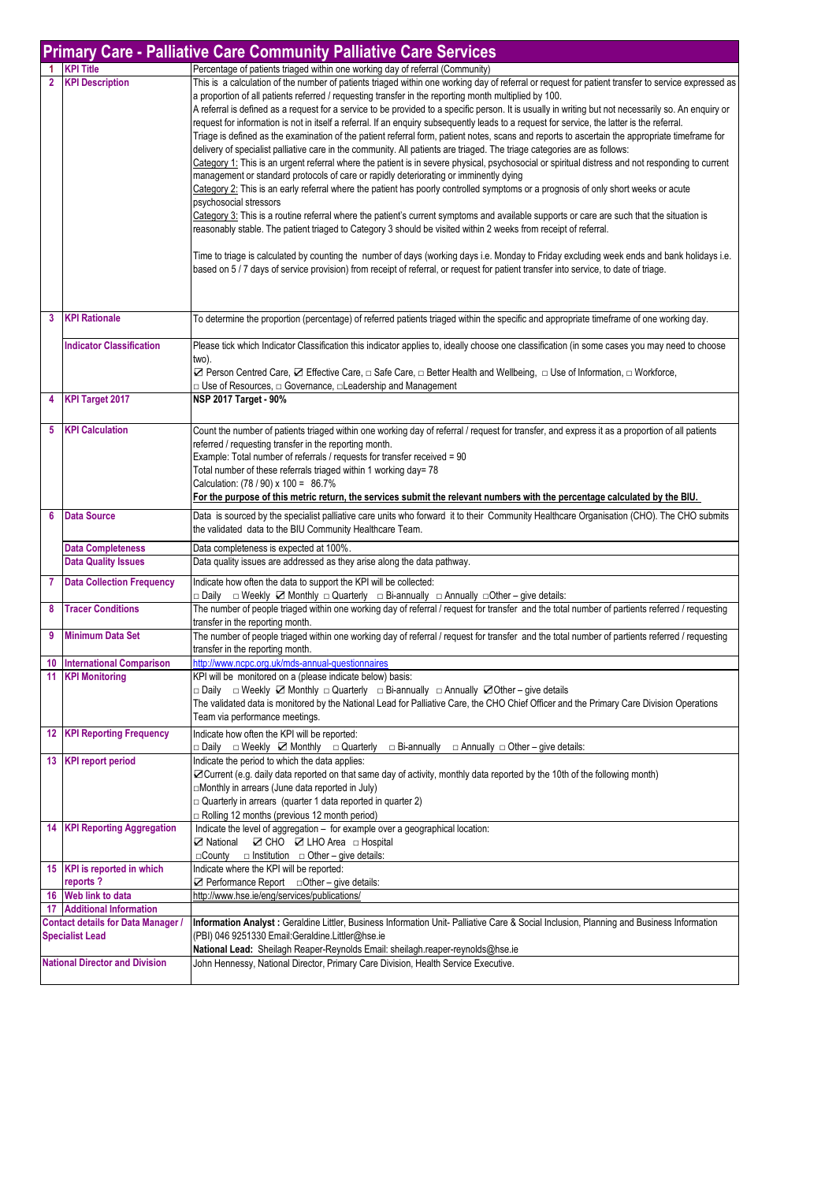# Primary Care - Palliative Care Community Palliative Care Services

| | | |
|---|---|---|
| 1 | **KPI Title** | Percentage of patients triaged within one working day of referral (Community) |
| 2 | **KPI Description** | This is a calculation of the number of patients triaged within one working day of referral or request for patient transfer to service expressed as a proportion of all patients referred / requesting transfer in the reporting month multiplied by 100.<br>A referral is defined as a request for a service to be provided to a specific person. It is usually in writing but not necessarily so. An enquiry or request for information is not in itself a referral. If an enquiry subsequently leads to a request for service, the latter is the referral.<br>Triage is defined as the examination of the patient referral form, patient notes, scans and reports to ascertain the appropriate timeframe for delivery of specialist palliative care in the community. All patients are triaged. The triage categories are as follows:<br>Category 1: This is an urgent referral where the patient is in severe physical, psychosocial or spiritual distress and not responding to current management or standard protocols of care or rapidly deteriorating or imminently dying<br>Category 2: This is an early referral where the patient has poorly controlled symptoms or a prognosis of only short weeks or acute psychosocial stressors<br>Category 3: This is a routine referral where the patient's current symptoms and available supports or care are such that the situation is reasonably stable. The patient triaged to Category 3 should be visited within 2 weeks from receipt of referral.<br><br>Time to triage is calculated by counting the number of days (working days i.e. Monday to Friday excluding week ends and bank holidays i.e. based on 5 / 7 days of service provision) from receipt of referral, or request for patient transfer into service, to date of triage. |
| 3 | **KPI Rationale** | To determine the proportion (percentage) of referred patients triaged within the specific and appropriate timeframe of one working day. |
| | **Indicator Classification** | Please tick which Indicator Classification this indicator applies to, ideally choose one classification (in some cases you may need to choose two).<br>☑ Person Centred Care, ☑ Effective Care, □ Safe Care, □ Better Health and Wellbeing, □ Use of Information, □ Workforce, □ Use of Resources, □ Governance, □Leadership and Management |
| 4 | **KPI Target 2017** | **NSP 2017 Target - 90%** |
| 5 | **KPI Calculation** | Count the number of patients triaged within one working day of referral / request for transfer, and express it as a proportion of all patients referred / requesting transfer in the reporting month.<br>Example: Total number of referrals / requests for transfer received = 90<br>Total number of these referrals triaged within 1 working day= 78<br>Calculation: (78 / 90) x 100 = 86.7%<br>**For the purpose of this metric return, the services submit the relevant numbers with the percentage calculated by the BIU.** |
| 6 | **Data Source** | Data is sourced by the specialist palliative care units who forward it to their Community Healthcare Organisation (CHO). The CHO submits the validated data to the BIU Community Healthcare Team. |
| | **Data Completeness** | Data completeness is expected at 100%. |
| | **Data Quality Issues** | Data quality issues are addressed as they arise along the data pathway. |
| 7 | **Data Collection Frequency** | Indicate how often the data to support the KPI will be collected:<br>□ Daily □ Weekly ☑ Monthly □ Quarterly □ Bi-annually □ Annually □Other – give details: |
| 8 | **Tracer Conditions** | The number of people triaged within one working day of referral / request for transfer and the total number of partients referred / requesting transfer in the reporting month. |
| 9 | **Minimum Data Set** | The number of people triaged within one working day of referral / request for transfer and the total number of partients referred / requesting transfer in the reporting month. |
| 10 | **International Comparison** | http://www.ncpc.org.uk/mds-annual-questionnaires |
| 11 | **KPI Monitoring** | KPI will be monitored on a (please indicate below) basis:<br>□ Daily □ Weekly ☑ Monthly □ Quarterly □ Bi-annually □ Annually ☑Other – give details<br>The validated data is monitored by the National Lead for Palliative Care, the CHO Chief Officer and the Primary Care Division Operations Team via performance meetings. |
| 12 | **KPI Reporting Frequency** | Indicate how often the KPI will be reported:<br>□ Daily □ Weekly ☑ Monthly □ Quarterly □ Bi-annually □ Annually □ Other – give details: |
| 13 | **KPI report period** | Indicate the period to which the data applies:<br>☑Current (e.g. daily data reported on that same day of activity, monthly data reported by the 10th of the following month)<br>□Monthly in arrears (June data reported in July)<br>□ Quarterly in arrears (quarter 1 data reported in quarter 2)<br>□ Rolling 12 months (previous 12 month period) |
| 14 | **KPI Reporting Aggregation** | Indicate the level of aggregation – for example over a geographical location:<br>☑ National ☑ CHO ☑ LHO Area □ Hospital<br>□County □ Institution □ Other – give details: |
| 15 | **KPI is reported in which reports ?** | Indicate where the KPI will be reported:<br>☑ Performance Report □Other – give details: |
| 16 | **Web link to data** | http://www.hse.ie/eng/services/publications/ |
| 17 | **Additional Information** | |
| **Contact details for Data Manager / Specialist Lead** | | **Information Analyst :** Geraldine Littler, Business Information Unit- Palliative Care & Social Inclusion, Planning and Business Information (PBI) 046 9251330 Email:Geraldine.Littler@hse.ie<br>**National Lead:** Sheilagh Reaper-Reynolds Email: sheilagh.reaper-reynolds@hse.ie |
| **National Director and Division** | | John Hennessy, National Director, Primary Care Division, Health Service Executive. |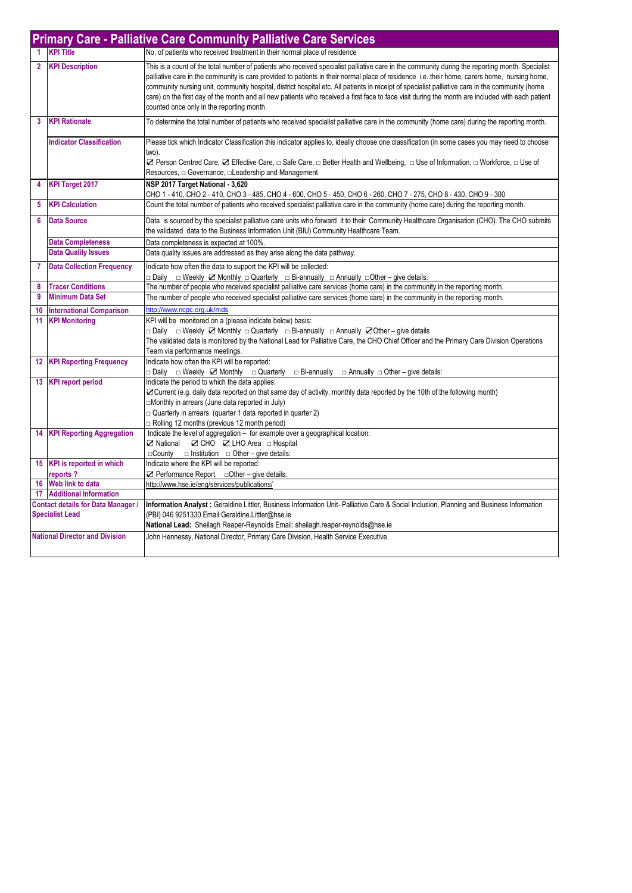# Primary Care - Palliative Care Community Palliative Care Services

| | | |
|---|---|---|
| 1 | **KPI Title** | No. of patients who received treatment in their normal place of residence |
| 2 | **KPI Description** | This is a count of the total number of patients who received specialist palliative care in the community during the reporting month. Specialist palliative care in the community is care provided to patients in their normal place of residence i.e. their home, carers home, nursing home, community nursing unit, community hospital, district hospital etc. All patients in receipt of specialist palliative care in the community (home care) on the first day of the month and all new patients who received a first face to face visit during the month are included with each patient counted once only in the reporting month. |
| 3 | **KPI Rationale** | To determine the total number of patients who received specialist palliative care in the community (home care) during the reporting month. |
| | **Indicator Classification** | Please tick which Indicator Classification this indicator applies to, ideally choose one classification (in some cases you may need to choose two).<br>☑ Person Centred Care, ☑ Effective Care, □ Safe Care, □ Better Health and Wellbeing, □ Use of Information, □ Workforce, □ Use of Resources, □ Governance, □Leadership and Management |
| 4 | **KPI Target 2017** | **NSP 2017 Target National - 3,620**<br>CHO 1 - 410, CHO 2 - 410, CHO 3 - 485, CHO 4 - 600, CHO 5 - 450, CHO 6 - 260, CHO 7 - 275, CHO 8 - 430, CHO 9 - 300 |
| 5 | **KPI Calculation** | Count the total number of patients who received specialist palliative care in the community (home care) during the reporting month. |
| 6 | **Data Source** | Data is sourced by the specialist palliative care units who forward it to their Community Healthcare Organisation (CHO). The CHO submits the validated data to the Business Information Unit (BIU) Community Healthcare Team. |
| | **Data Completeness** | Data completeness is expected at 100%. |
| | **Data Quality Issues** | Data quality issues are addressed as they arise along the data pathway. |
| 7 | **Data Collection Frequency** | Indicate how often the data to support the KPI will be collected:<br>□ Daily □ Weekly ☑ Monthly □ Quarterly □ Bi-annually □ Annually □Other – give details: |
| 8 | **Tracer Conditions** | The number of people who received specialist palliative care services (home care) in the community in the reporting month. |
| 9 | **Minimum Data Set** | The number of people who received specialist palliative care services (home care) in the community in the reporting month. |
| 10 | **International Comparison** | http://www.ncpc.org.uk/mds |
| 11 | **KPI Monitoring** | KPI will be monitored on a (please indicate below) basis:<br>□ Daily □ Weekly ☑ Monthly □ Quarterly □ Bi-annually □ Annually ☑Other – give details<br>The validated data is monitored by the National Lead for Palliative Care, the CHO Chief Officer and the Primary Care Division Operations Team via performance meetings. |
| 12 | **KPI Reporting Frequency** | Indicate how often the KPI will be reported:<br>□ Daily □ Weekly ☑ Monthly □ Quarterly □ Bi-annually □ Annually □ Other – give details: |
| 13 | **KPI report period** | Indicate the period to which the data applies:<br>☑Current (e.g. daily data reported on that same day of activity, monthly data reported by the 10th of the following month)<br>□Monthly in arrears (June data reported in July)<br>□ Quarterly in arrears (quarter 1 data reported in quarter 2)<br>□ Rolling 12 months (previous 12 month period) |
| 14 | **KPI Reporting Aggregation** | Indicate the level of aggregation – for example over a geographical location:<br>☑ National ☑ CHO ☑ LHO Area □ Hospital<br>□County □ Institution □ Other – give details: |
| 15 | **KPI is reported in which reports ?** | Indicate where the KPI will be reported:<br>☑ Performance Report □Other – give details: |
| 16 | **Web link to data** | http://www.hse.ie/eng/services/publications/ |
| 17 | **Additional Information** | |
| **Contact details for Data Manager / Specialist Lead** | | **Information Analyst :** Geraldine Littler, Business Information Unit- Palliative Care & Social Inclusion, Planning and Business Information (PBI) 046 9251330 Email:Geraldine.Littler@hse.ie<br>**National Lead:** Sheilagh Reaper-Reynolds Email: sheilagh.reaper-reynolds@hse.ie |
| **National Director and Division** | | John Hennessy, National Director, Primary Care Division, Health Service Executive. |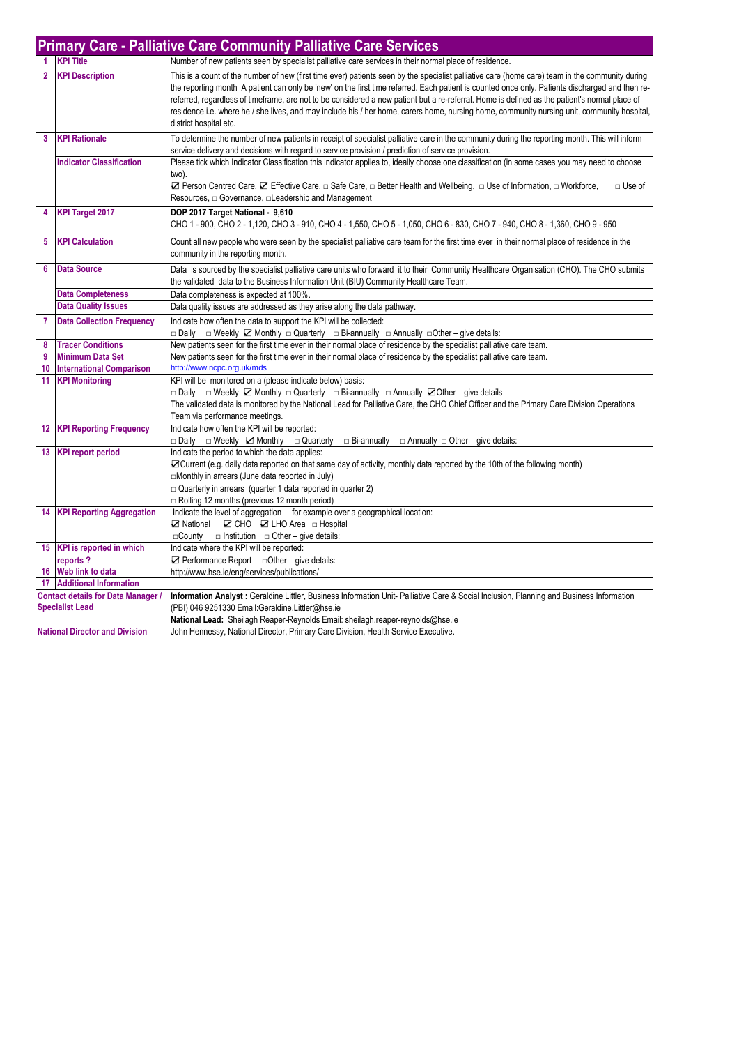## Primary Care - Palliative Care Community Palliative Care Services

| # | Field | Details |
|---|---|---|
| 1 | **KPI Title** | Number of new patients seen by specialist palliative care services in their normal place of residence. |
| 2 | **KPI Description** | This is a count of the number of new (first time ever) patients seen by the specialist palliative care (home care) team in the community during the reporting month A patient can only be 'new' on the first time referred. Each patient is counted once only. Patients discharged and then re-referred, regardless of timeframe, are not to be considered a new patient but a re-referral. Home is defined as the patient's normal place of residence i.e. where he / she lives, and may include his / her home, carers home, nursing home, community nursing unit, community hospital, district hospital etc. |
| 3 | **KPI Rationale** | To determine the number of new patients in receipt of specialist palliative care in the community during the reporting month. This will inform service delivery and decisions with regard to service provision / prediction of service provision. |
| | **Indicator Classification** | Please tick which Indicator Classification this indicator applies to, ideally choose one classification (in some cases you may need to choose two).<br>☑ Person Centred Care, ☑ Effective Care, □ Safe Care, □ Better Health and Wellbeing, □ Use of Information, □ Workforce, □ Use of Resources, □ Governance, □Leadership and Management |
| 4 | **KPI Target 2017** | **DOP 2017 Target National - 9,610**<br>CHO 1 - 900, CHO 2 - 1,120, CHO 3 - 910, CHO 4 - 1,550, CHO 5 - 1,050, CHO 6 - 830, CHO 7 - 940, CHO 8 - 1,360, CHO 9 - 950 |
| 5 | **KPI Calculation** | Count all new people who were seen by the specialist palliative care team for the first time ever in their normal place of residence in the community in the reporting month. |
| 6 | **Data Source** | Data is sourced by the specialist palliative care units who forward it to their Community Healthcare Organisation (CHO). The CHO submits the validated data to the Business Information Unit (BIU) Community Healthcare Team. |
| | **Data Completeness** | Data completeness is expected at 100%. |
| | **Data Quality Issues** | Data quality issues are addressed as they arise along the data pathway. |
| 7 | **Data Collection Frequency** | Indicate how often the data to support the KPI will be collected:<br>□ Daily □ Weekly ☑ Monthly □ Quarterly □ Bi-annually □ Annually □Other – give details: |
| 8 | **Tracer Conditions** | New patients seen for the first time ever in their normal place of residence by the specialist palliative care team. |
| 9 | **Minimum Data Set** | New patients seen for the first time ever in their normal place of residence by the specialist palliative care team. |
| 10 | **International Comparison** | http://www.ncpc.org.uk/mds |
| 11 | **KPI Monitoring** | KPI will be monitored on a (please indicate below) basis:<br>□ Daily □ Weekly ☑ Monthly □ Quarterly □ Bi-annually □ Annually ☑Other – give details<br>The validated data is monitored by the National Lead for Palliative Care, the CHO Chief Officer and the Primary Care Division Operations Team via performance meetings. |
| 12 | **KPI Reporting Frequency** | Indicate how often the KPI will be reported:<br>□ Daily □ Weekly ☑ Monthly □ Quarterly □ Bi-annually □ Annually □ Other – give details: |
| 13 | **KPI report period** | Indicate the period to which the data applies:<br>☑Current (e.g. daily data reported on that same day of activity, monthly data reported by the 10th of the following month)<br>□Monthly in arrears (June data reported in July)<br>□ Quarterly in arrears (quarter 1 data reported in quarter 2)<br>□ Rolling 12 months (previous 12 month period) |
| 14 | **KPI Reporting Aggregation** | Indicate the level of aggregation – for example over a geographical location:<br>☑ National ☑ CHO ☑ LHO Area □ Hospital<br>□County □ Institution □ Other – give details: |
| 15 | **KPI is reported in which reports ?** | Indicate where the KPI will be reported:<br>☑ Performance Report □Other – give details: |
| 16 | **Web link to data** | http://www.hse.ie/eng/services/publications/ |
| 17 | **Additional Information** | |
| | **Contact details for Data Manager / Specialist Lead** | **Information Analyst :** Geraldine Littler, Business Information Unit- Palliative Care & Social Inclusion, Planning and Business Information (PBI) 046 9251330 Email:Geraldine.Littler@hse.ie<br>**National Lead:** Sheilagh Reaper-Reynolds Email: sheilagh.reaper-reynolds@hse.ie |
| | **National Director and Division** | John Hennessy, National Director, Primary Care Division, Health Service Executive. |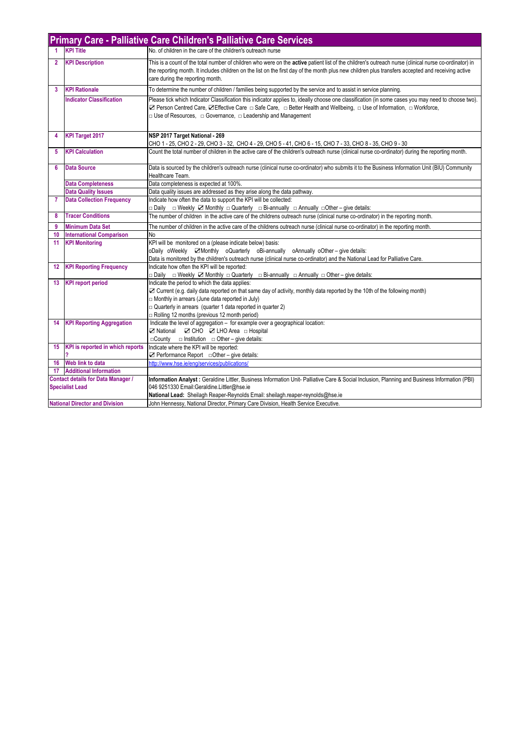## Primary Care - Palliative Care Children's Palliative Care Services

| | | |
|---|---|---|
| 1 | KPI Title | No. of children in the care of the children's outreach nurse |
| 2 | KPI Description | This is a count of the total number of children who were on the **active** patient list of the children's outreach nurse (clinical nurse co-ordinator) in the reporting month. It includes children on the list on the first day of the month plus new children plus transfers accepted and receiving active care during the reporting month. |
| 3 | KPI Rationale | To determine the number of children / families being supported by the service and to assist in service planning. |
| | Indicator Classification | Please tick which Indicator Classification this indicator applies to, ideally choose one classification (in some cases you may need to choose two). ☑ Person Centred Care, ☑Effective Care □ Safe Care, □ Better Health and Wellbeing, □ Use of Information, □ Workforce, □ Use of Resources, □ Governance, □ Leadership and Management |
| 4 | KPI Target 2017 | **NSP 2017 Target National - 269**<br>CHO 1 - 25, CHO 2 - 29, CHO 3 - 32, CHO 4 - 29, CHO 5 - 41, CHO 6 - 15, CHO 7 - 33, CHO 8 - 35, CHO 9 - 30 |
| 5 | KPI Calculation | Count the total number of children in the active care of the children's outreach nurse (clinical nurse co-ordinator) during the reporting month. |
| 6 | Data Source | Data is sourced by the children's outreach nurse (clinical nurse co-ordinator) who submits it to the Business Information Unit (BIU) Community Healthcare Team. |
| | Data Completeness | Data completeness is expected at 100%. |
| | Data Quality Issues | Data quality issues are addressed as they arise along the data pathway. |
| 7 | Data Collection Frequency | Indicate how often the data to support the KPI will be collected:<br>□ Daily □ Weekly ☑ Monthly □ Quarterly □ Bi-annually □ Annually □Other – give details: |
| 8 | Tracer Conditions | The number of children in the active care of the childrens outreach nurse (clinical nurse co-ordinator) in the reporting month. |
| 9 | Minimum Data Set | The number of children in the active care of the childrens outreach nurse (clinical nurse co-ordinator) in the reporting month. |
| 10 | International Comparison | No |
| 11 | KPI Monitoring | KPI will be monitored on a (please indicate below) basis:<br>oDaily oWeekly ☑Monthly oQuarterly oBi-annually oAnnually oOther – give details:<br>Data is monitored by the children's outreach nurse (clinical nurse co-ordinator) and the National Lead for Palliative Care. |
| 12 | KPI Reporting Frequency | Indicate how often the KPI will be reported:<br>□ Daily □ Weekly ☑ Monthly □ Quarterly □ Bi-annually □ Annually □ Other – give details: |
| 13 | KPI report period | Indicate the period to which the data applies:<br>☑ Current (e.g. daily data reported on that same day of activity, monthly data reported by the 10th of the following month)<br>□ Monthly in arrears (June data reported in July)<br>□ Quarterly in arrears (quarter 1 data reported in quarter 2)<br>□ Rolling 12 months (previous 12 month period) |
| 14 | KPI Reporting Aggregation | Indicate the level of aggregation – for example over a geographical location:<br>☑ National ☑ CHO ☑ LHO Area □ Hospital<br>□County □ Institution □ Other – give details: |
| 15 | KPI is reported in which reports ? | Indicate where the KPI will be reported:<br>☑ Performance Report □Other – give details: |
| 16 | Web link to data | http://www.hse.ie/eng/services/publications/ |
| 17 | Additional Information | |
| | Contact details for Data Manager / Specialist Lead | **Information Analyst :** Geraldine Littler, Business Information Unit- Palliative Care & Social Inclusion, Planning and Business Information (PBI) 046 9251330 Email:Geraldine.Littler@hse.ie<br>**National Lead:** Sheilagh Reaper-Reynolds Email: sheilagh.reaper-reynolds@hse.ie |
| | National Director and Division | John Hennessy, National Director, Primary Care Division, Health Service Executive. |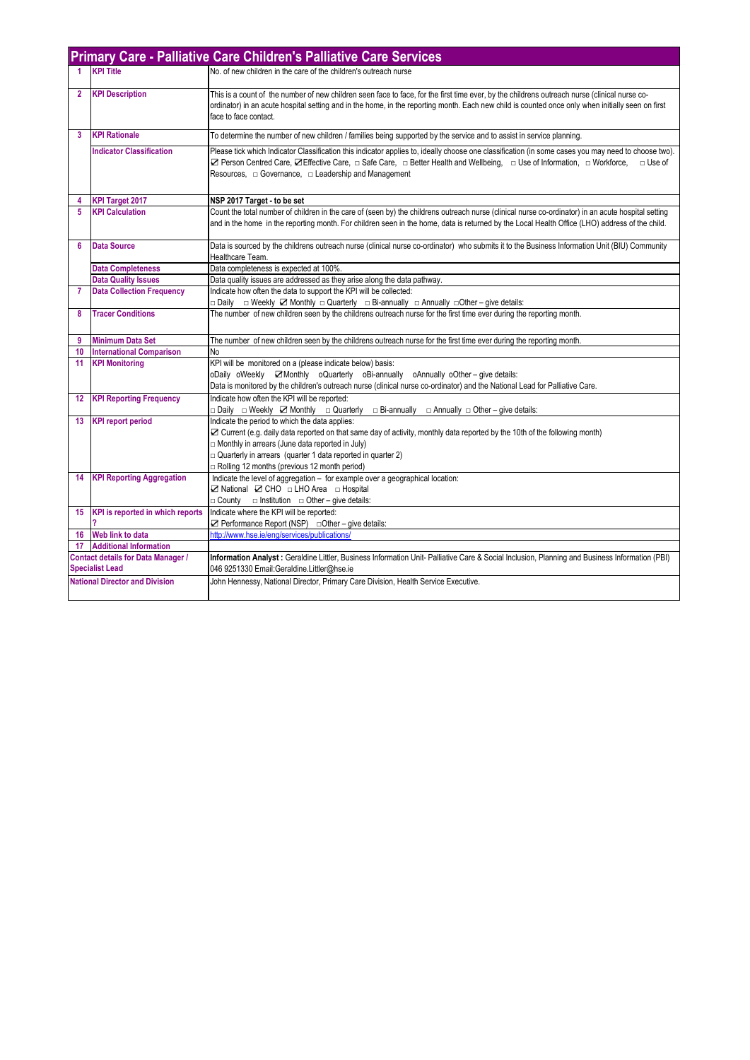# Primary Care - Palliative Care Children's Palliative Care Services

| | | |
|---|---|---|
| 1 | KPI Title | No. of new children in the care of the children's outreach nurse |
| 2 | KPI Description | This is a count of the number of new children seen face to face, for the first time ever, by the childrens outreach nurse (clinical nurse co-ordinator) in an acute hospital setting and in the home, in the reporting month. Each new child is counted once only when initially seen on first face to face contact. |
| 3 | KPI Rationale | To determine the number of new children / families being supported by the service and to assist in service planning. |
| | Indicator Classification | Please tick which Indicator Classification this indicator applies to, ideally choose one classification (in some cases you may need to choose two). ☑ Person Centred Care, ☑Effective Care, □ Safe Care, □ Better Health and Wellbeing, □ Use of Information, □ Workforce, □ Use of Resources, □ Governance, □ Leadership and Management |
| 4 | KPI Target 2017 | **NSP 2017 Target - to be set** |
| 5 | KPI Calculation | Count the total number of children in the care of (seen by) the childrens outreach nurse (clinical nurse co-ordinator) in an acute hospital setting and in the home in the reporting month. For children seen in the home, data is returned by the Local Health Office (LHO) address of the child. |
| 6 | Data Source | Data is sourced by the childrens outreach nurse (clinical nurse co-ordinator) who submits it to the Business Information Unit (BIU) Community Healthcare Team. |
| | Data Completeness | Data completeness is expected at 100%. |
| | Data Quality Issues | Data quality issues are addressed as they arise along the data pathway. |
| 7 | Data Collection Frequency | Indicate how often the data to support the KPI will be collected:<br>□ Daily □ Weekly ☑ Monthly □ Quarterly □ Bi-annually □ Annually □Other – give details: |
| 8 | Tracer Conditions | The number of new children seen by the childrens outreach nurse for the first time ever during the reporting month. |
| 9 | Minimum Data Set | The number of new children seen by the childrens outreach nurse for the first time ever during the reporting month. |
| 10 | International Comparison | No |
| 11 | KPI Monitoring | KPI will be monitored on a (please indicate below) basis:<br>oDaily oWeekly ☑Monthly oQuarterly oBi-annually oAnnually oOther – give details:<br>Data is monitored by the children's outreach nurse (clinical nurse co-ordinator) and the National Lead for Palliative Care. |
| 12 | KPI Reporting Frequency | Indicate how often the KPI will be reported:<br>□ Daily □ Weekly ☑ Monthly □ Quarterly □ Bi-annually □ Annually □ Other – give details: |
| 13 | KPI report period | Indicate the period to which the data applies:<br>☑ Current (e.g. daily data reported on that same day of activity, monthly data reported by the 10th of the following month)<br>□ Monthly in arrears (June data reported in July)<br>□ Quarterly in arrears (quarter 1 data reported in quarter 2)<br>□ Rolling 12 months (previous 12 month period) |
| 14 | KPI Reporting Aggregation | Indicate the level of aggregation – for example over a geographical location:<br>☑ National ☑ CHO □ LHO Area □ Hospital<br>□ County □ Institution □ Other – give details: |
| 15 | KPI is reported in which reports ? | Indicate where the KPI will be reported:<br>☑ Performance Report (NSP) □Other – give details: |
| 16 | Web link to data | http://www.hse.ie/eng/services/publications/ |
| 17 | Additional Information | |
| Contact details for Data Manager / Specialist Lead | | **Information Analyst :** Geraldine Littler, Business Information Unit- Palliative Care & Social Inclusion, Planning and Business Information (PBI) 046 9251330 Email:Geraldine.Littler@hse.ie |
| National Director and Division | | John Hennessy, National Director, Primary Care Division, Health Service Executive. |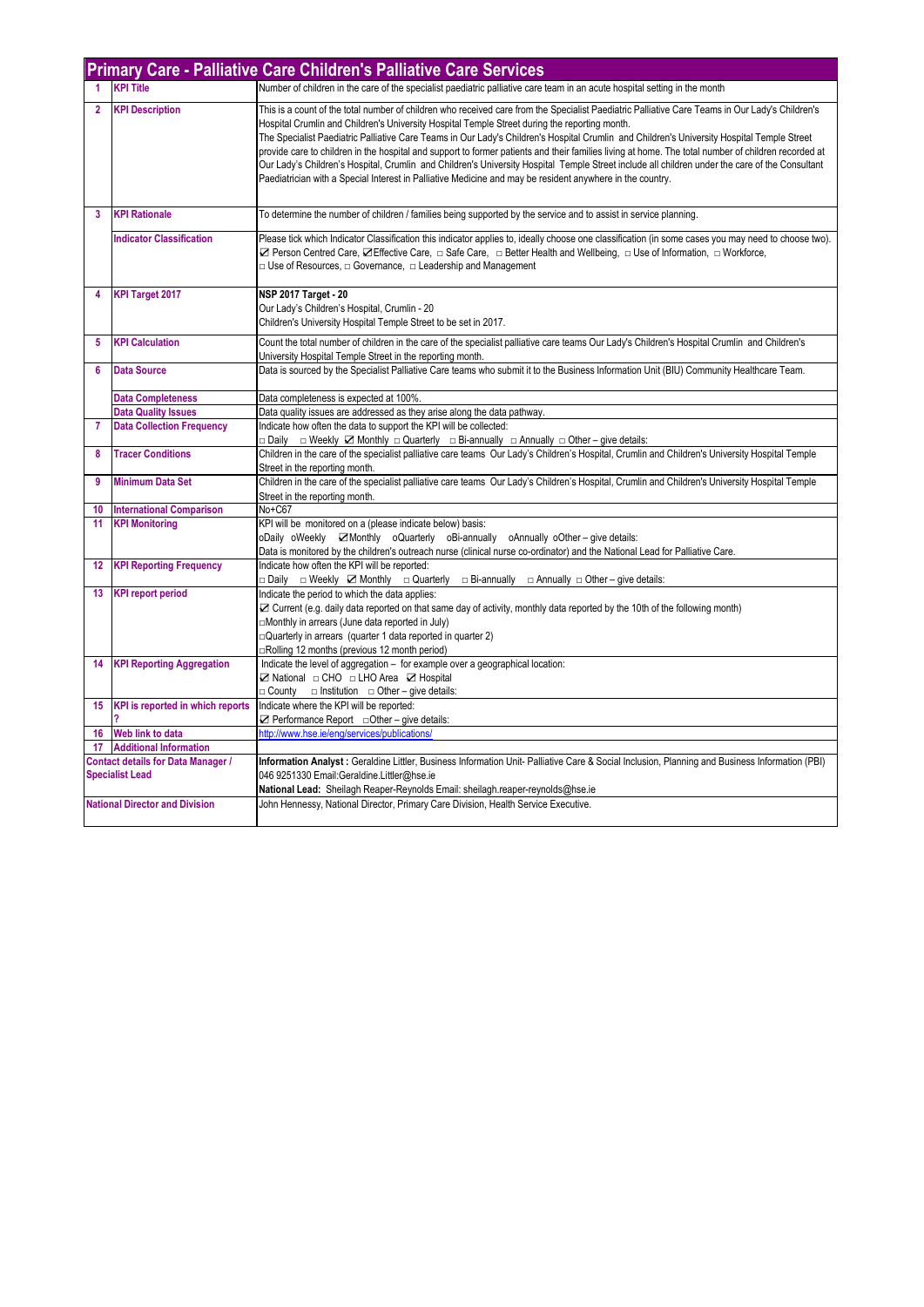# Primary Care - Palliative Care Children's Palliative Care Services

| | | |
|---|---|---|
| 1 | **KPI Title** | Number of children in the care of the specialist paediatric palliative care team in an acute hospital setting in the month |
| 2 | **KPI Description** | This is a count of the total number of children who received care from the Specialist Paediatric Palliative Care Teams in Our Lady's Children's Hospital Crumlin and Children's University Hospital Temple Street during the reporting month.<br>The Specialist Paediatric Palliative Care Teams in Our Lady's Children's Hospital Crumlin and Children's University Hospital Temple Street provide care to children in the hospital and support to former patients and their families living at home. The total number of children recorded at Our Lady's Children's Hospital, Crumlin and Children's University Hospital Temple Street include all children under the care of the Consultant Paediatrician with a Special Interest in Palliative Medicine and may be resident anywhere in the country. |
| 3 | **KPI Rationale** | To determine the number of children / families being supported by the service and to assist in service planning. |
| | **Indicator Classification** | Please tick which Indicator Classification this indicator applies to, ideally choose one classification (in some cases you may need to choose two).<br>☑ Person Centred Care, ☑Effective Care, □ Safe Care, □ Better Health and Wellbeing, □ Use of Information, □ Workforce,<br>□ Use of Resources, □ Governance, □ Leadership and Management |
| 4 | **KPI Target 2017** | **NSP 2017 Target - 20**<br>Our Lady's Children's Hospital, Crumlin - 20<br>Children's University Hospital Temple Street to be set in 2017. |
| 5 | **KPI Calculation** | Count the total number of children in the care of the specialist palliative care teams Our Lady's Children's Hospital Crumlin and Children's University Hospital Temple Street in the reporting month. |
| 6 | **Data Source** | Data is sourced by the Specialist Palliative Care teams who submit it to the Business Information Unit (BIU) Community Healthcare Team. |
| | **Data Completeness** | Data completeness is expected at 100%. |
| | **Data Quality Issues** | Data quality issues are addressed as they arise along the data pathway. |
| 7 | **Data Collection Frequency** | Indicate how often the data to support the KPI will be collected:<br>□ Daily □ Weekly ☑ Monthly □ Quarterly □ Bi-annually □ Annually □ Other – give details: |
| 8 | **Tracer Conditions** | Children in the care of the specialist palliative care teams Our Lady's Children's Hospital, Crumlin and Children's University Hospital Temple Street in the reporting month. |
| 9 | **Minimum Data Set** | Children in the care of the specialist palliative care teams Our Lady's Children's Hospital, Crumlin and Children's University Hospital Temple Street in the reporting month. |
| 10 | **International Comparison** | No+C67 |
| 11 | **KPI Monitoring** | KPI will be monitored on a (please indicate below) basis:<br>oDaily oWeekly ☑Monthly oQuarterly oBi-annually oAnnually oOther – give details:<br>Data is monitored by the children's outreach nurse (clinical nurse co-ordinator) and the National Lead for Palliative Care. |
| 12 | **KPI Reporting Frequency** | Indicate how often the KPI will be reported:<br>□ Daily □ Weekly ☑ Monthly □ Quarterly □ Bi-annually □ Annually □ Other – give details: |
| 13 | **KPI report period** | Indicate the period to which the data applies:<br>☑ Current (e.g. daily data reported on that same day of activity, monthly data reported by the 10th of the following month)<br>□Monthly in arrears (June data reported in July)<br>□Quarterly in arrears (quarter 1 data reported in quarter 2)<br>□Rolling 12 months (previous 12 month period) |
| 14 | **KPI Reporting Aggregation** | Indicate the level of aggregation – for example over a geographical location:<br>☑ National □ CHO □ LHO Area ☑ Hospital<br>□ County □ Institution □ Other – give details: |
| 15 | **KPI is reported in which reports ?** | Indicate where the KPI will be reported:<br>☑ Performance Report □Other – give details: |
| 16 | **Web link to data** | http://www.hse.ie/eng/services/publications/ |
| 17 | **Additional Information** | |
| **Contact details for Data Manager / Specialist Lead** | | **Information Analyst :** Geraldine Littler, Business Information Unit- Palliative Care & Social Inclusion, Planning and Business Information (PBI) 046 9251330 Email:Geraldine.Littler@hse.ie<br>**National Lead:** Sheilagh Reaper-Reynolds Email: sheilagh.reaper-reynolds@hse.ie |
| **National Director and Division** | | John Hennessy, National Director, Primary Care Division, Health Service Executive. |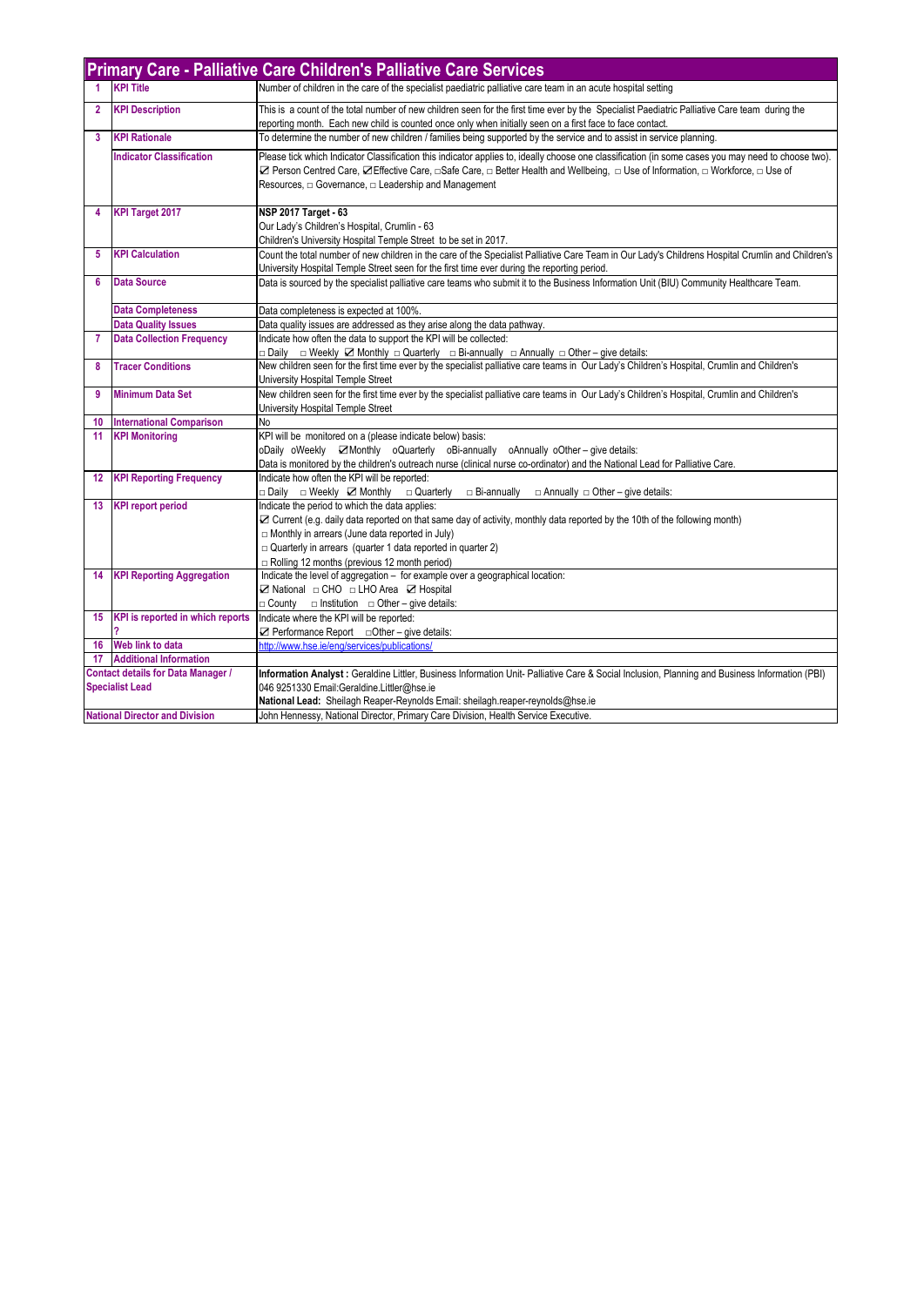| Primary Care - Palliative Care Children's Palliative Care Services | | |
|---|---|---|
| 1 | KPI Title | Number of children in the care of the specialist paediatric palliative care team in an acute hospital setting |
| 2 | KPI Description | This is a count of the total number of new children seen for the first time ever by the Specialist Paediatric Palliative Care team during the reporting month. Each new child is counted once only when initially seen on a first face to face contact. |
| 3 | KPI Rationale | To determine the number of new children / families being supported by the service and to assist in service planning. |
| | Indicator Classification | Please tick which Indicator Classification this indicator applies to, ideally choose one classification (in some cases you may need to choose two). ☑ Person Centred Care, ☑Effective Care, □Safe Care, □ Better Health and Wellbeing, □ Use of Information, □ Workforce, □ Use of Resources, □ Governance, □ Leadership and Management |
| 4 | KPI Target 2017 | **NSP 2017 Target - 63**<br>Our Lady's Children's Hospital, Crumlin - 63<br>Children's University Hospital Temple Street to be set in 2017. |
| 5 | KPI Calculation | Count the total number of new children in the care of the Specialist Palliative Care Team in Our Lady's Childrens Hospital Crumlin and Children's University Hospital Temple Street seen for the first time ever during the reporting period. |
| 6 | Data Source | Data is sourced by the specialist palliative care teams who submit it to the Business Information Unit (BIU) Community Healthcare Team. |
| | Data Completeness | Data completeness is expected at 100%. |
| | Data Quality Issues | Data quality issues are addressed as they arise along the data pathway. |
| 7 | Data Collection Frequency | Indicate how often the data to support the KPI will be collected:<br>□ Daily □ Weekly ☑ Monthly □ Quarterly □ Bi-annually □ Annually □ Other – give details: |
| 8 | Tracer Conditions | New children seen for the first time ever by the specialist palliative care teams in Our Lady's Children's Hospital, Crumlin and Children's University Hospital Temple Street |
| 9 | Minimum Data Set | New children seen for the first time ever by the specialist palliative care teams in Our Lady's Children's Hospital, Crumlin and Children's University Hospital Temple Street |
| 10 | International Comparison | No |
| 11 | KPI Monitoring | KPI will be monitored on a (please indicate below) basis:<br>oDaily oWeekly ☑Monthly oQuarterly oBi-annually oAnnually oOther – give details:<br>Data is monitored by the children's outreach nurse (clinical nurse co-ordinator) and the National Lead for Palliative Care. |
| 12 | KPI Reporting Frequency | Indicate how often the KPI will be reported:<br>□ Daily □ Weekly ☑ Monthly □ Quarterly □ Bi-annually □ Annually □ Other – give details: |
| 13 | KPI report period | Indicate the period to which the data applies:<br>☑ Current (e.g. daily data reported on that same day of activity, monthly data reported by the 10th of the following month)<br>□ Monthly in arrears (June data reported in July)<br>□ Quarterly in arrears (quarter 1 data reported in quarter 2)<br>□ Rolling 12 months (previous 12 month period) |
| 14 | KPI Reporting Aggregation | Indicate the level of aggregation – for example over a geographical location:<br>☑ National □ CHO □ LHO Area ☑ Hospital<br>□ County □ Institution □ Other – give details: |
| 15 | KPI is reported in which reports ? | Indicate where the KPI will be reported:<br>☑ Performance Report □Other – give details: |
| 16 | Web link to data | http://www.hse.ie/eng/services/publications/ |
| 17 | Additional Information | |
| Contact details for Data Manager / Specialist Lead | | **Information Analyst :** Geraldine Littler, Business Information Unit- Palliative Care & Social Inclusion, Planning and Business Information (PBI) 046 9251330 Email:Geraldine.Littler@hse.ie<br>**National Lead:** Sheilagh Reaper-Reynolds Email: sheilagh.reaper-reynolds@hse.ie |
| National Director and Division | | John Hennessy, National Director, Primary Care Division, Health Service Executive. |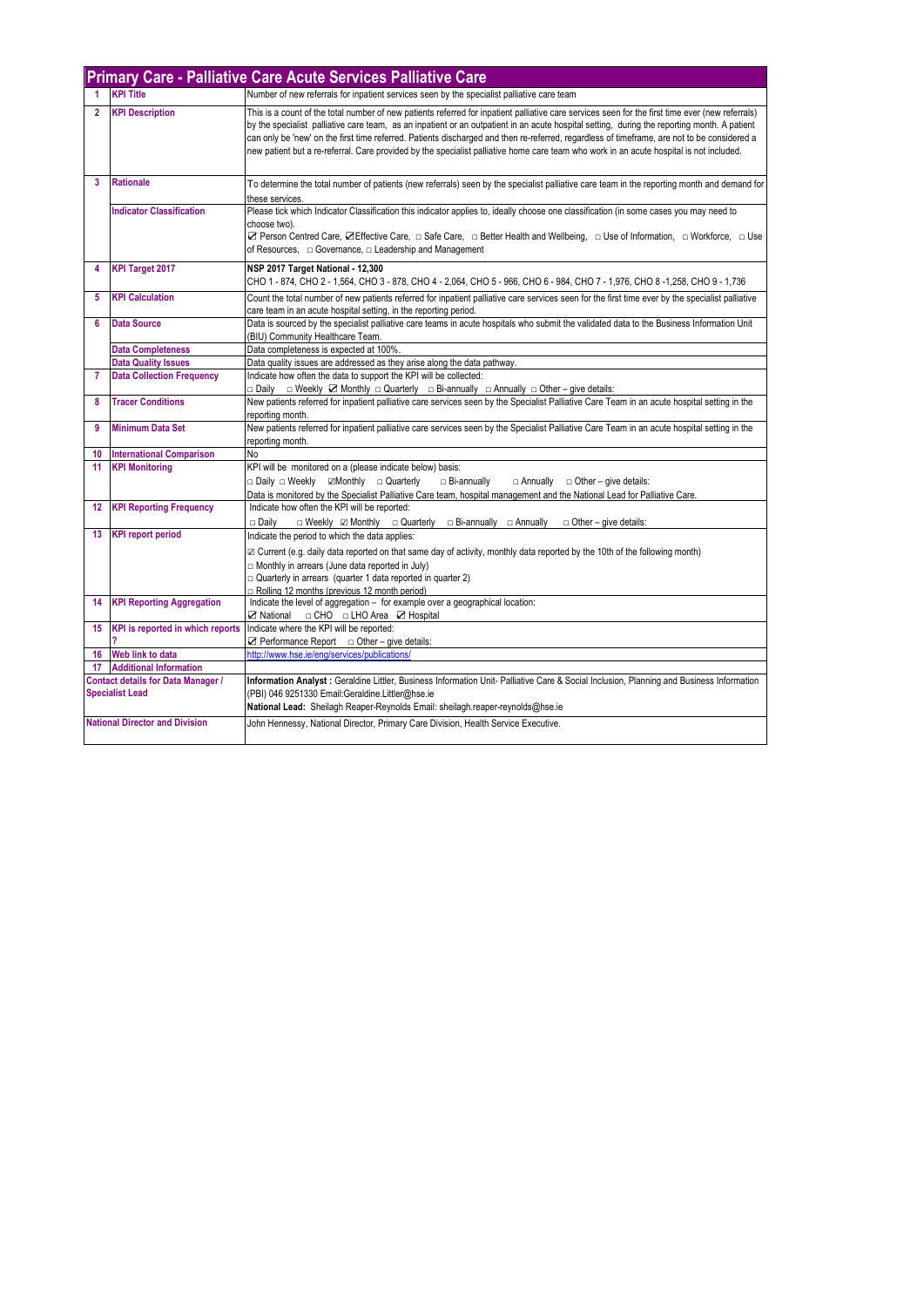## Primary Care - Palliative Care Acute Services Palliative Care

| | | |
|---|---|---|
| 1 | **KPI Title** | Number of new referrals for inpatient services seen by the specialist palliative care team |
| 2 | **KPI Description** | This is a count of the total number of new patients referred for inpatient palliative care services seen for the first time ever (new referrals) by the specialist palliative care team, as an inpatient or an outpatient in an acute hospital setting, during the reporting month. A patient can only be 'new' on the first time referred. Patients discharged and then re-referred, regardless of timeframe, are not to be considered a new patient but a re-referral. Care provided by the specialist palliative home care team who work in an acute hospital is not included. |
| 3 | **Rationale** | To determine the total number of patients (new referrals) seen by the specialist palliative care team in the reporting month and demand for these services. |
| | **Indicator Classification** | Please tick which Indicator Classification this indicator applies to, ideally choose one classification (in some cases you may need to choose two).<br>☑ Person Centred Care, ☑Effective Care, □ Safe Care, □ Better Health and Wellbeing, □ Use of Information, □ Workforce, □ Use of Resources, □ Governance, □ Leadership and Management |
| 4 | **KPI Target 2017** | **NSP 2017 Target National - 12,300**<br>CHO 1 - 874, CHO 2 - 1,564, CHO 3 - 878, CHO 4 - 2,064, CHO 5 - 966, CHO 6 - 984, CHO 7 - 1,976, CHO 8 -1,258, CHO 9 - 1,736 |
| 5 | **KPI Calculation** | Count the total number of new patients referred for inpatient palliative care services seen for the first time ever by the specialist palliative care team in an acute hospital setting, in the reporting period. |
| 6 | **Data Source** | Data is sourced by the specialist palliative care teams in acute hospitals who submit the validated data to the Business Information Unit (BIU) Community Healthcare Team. |
| | **Data Completeness** | Data completeness is expected at 100%. |
| | **Data Quality Issues** | Data quality issues are addressed as they arise along the data pathway. |
| 7 | **Data Collection Frequency** | Indicate how often the data to support the KPI will be collected:<br>□ Daily □ Weekly ☑ Monthly □ Quarterly □ Bi-annually □ Annually □ Other – give details: |
| 8 | **Tracer Conditions** | New patients referred for inpatient palliative care services seen by the Specialist Palliative Care Team in an acute hospital setting in the reporting month. |
| 9 | **Minimum Data Set** | New patients referred for inpatient palliative care services seen by the Specialist Palliative Care Team in an acute hospital setting in the reporting month. |
| 10 | **International Comparison** | No |
| 11 | **KPI Monitoring** | KPI will be monitored on a (please indicate below) basis:<br>□ Daily □ Weekly ☑Monthly □ Quarterly □ Bi-annually □ Annually □ Other – give details:<br>Data is monitored by the Specialist Palliative Care team, hospital management and the National Lead for Palliative Care. |
| 12 | **KPI Reporting Frequency** | Indicate how often the KPI will be reported:<br>□ Daily □ Weekly ☑ Monthly □ Quarterly □ Bi-annually □ Annually □ Other – give details: |
| 13 | **KPI report period** | Indicate the period to which the data applies:<br>☑ Current (e.g. daily data reported on that same day of activity, monthly data reported by the 10th of the following month)<br>□ Monthly in arrears (June data reported in July)<br>□ Quarterly in arrears (quarter 1 data reported in quarter 2)<br>□ Rolling 12 months (previous 12 month period) |
| 14 | **KPI Reporting Aggregation** | Indicate the level of aggregation – for example over a geographical location:<br>☑ National □ CHO □ LHO Area ☑ Hospital |
| 15 | **KPI is reported in which reports ?** | Indicate where the KPI will be reported:<br>☑ Performance Report □ Other – give details: |
| 16 | **Web link to data** | http://www.hse.ie/eng/services/publications/ |
| 17 | **Additional Information** | |
| **Contact details for Data Manager / Specialist Lead** | | **Information Analyst :** Geraldine Littler, Business Information Unit- Palliative Care & Social Inclusion, Planning and Business Information (PBI) 046 9251330 Email:Geraldine.Littler@hse.ie<br>**National Lead:** Sheilagh Reaper-Reynolds Email: sheilagh.reaper-reynolds@hse.ie |
| **National Director and Division** | | John Hennessy, National Director, Primary Care Division, Health Service Executive. |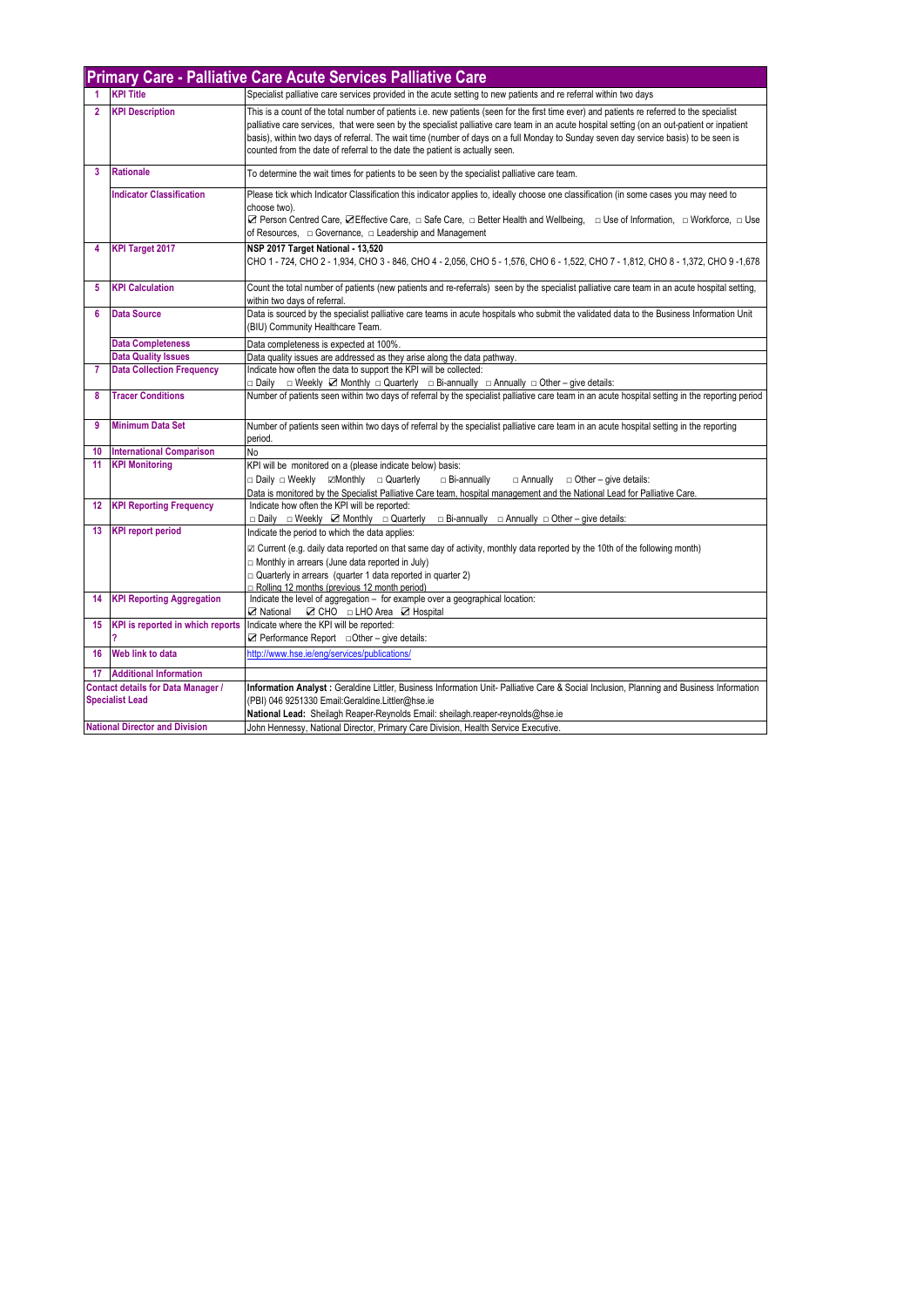## Primary Care - Palliative Care Acute Services Palliative Care

| | | |
|---|---|---|
| 1 | **KPI Title** | Specialist palliative care services provided in the acute setting to new patients and re referral within two days |
| 2 | **KPI Description** | This is a count of the total number of patients i.e. new patients (seen for the first time ever) and patients re referred to the specialist palliative care services, that were seen by the specialist palliative care team in an acute hospital setting (on an out-patient or inpatient basis), within two days of referral. The wait time (number of days on a full Monday to Sunday seven day service basis) to be seen is counted from the date of referral to the date the patient is actually seen. |
| 3 | **Rationale** | To determine the wait times for patients to be seen by the specialist palliative care team. |
| | **Indicator Classification** | Please tick which Indicator Classification this indicator applies to, ideally choose one classification (in some cases you may need to choose two).<br>☑ Person Centred Care, ☑Effective Care, □ Safe Care, □ Better Health and Wellbeing, □ Use of Information, □ Workforce, □ Use of Resources, □ Governance, □ Leadership and Management |
| 4 | **KPI Target 2017** | **NSP 2017 Target National - 13,520**<br>CHO 1 - 724, CHO 2 - 1,934, CHO 3 - 846, CHO 4 - 2,056, CHO 5 - 1,576, CHO 6 - 1,522, CHO 7 - 1,812, CHO 8 - 1,372, CHO 9 -1,678 |
| 5 | **KPI Calculation** | Count the total number of patients (new patients and re-referrals) seen by the specialist palliative care team in an acute hospital setting, within two days of referral. |
| 6 | **Data Source** | Data is sourced by the specialist palliative care teams in acute hospitals who submit the validated data to the Business Information Unit (BIU) Community Healthcare Team. |
| | **Data Completeness** | Data completeness is expected at 100%. |
| | **Data Quality Issues** | Data quality issues are addressed as they arise along the data pathway. |
| 7 | **Data Collection Frequency** | Indicate how often the data to support the KPI will be collected:<br>□ Daily □ Weekly ☑ Monthly □ Quarterly □ Bi-annually □ Annually □ Other – give details: |
| 8 | **Tracer Conditions** | Number of patients seen within two days of referral by the specialist palliative care team in an acute hospital setting in the reporting period |
| 9 | **Minimum Data Set** | Number of patients seen within two days of referral by the specialist palliative care team in an acute hospital setting in the reporting period. |
| 10 | **International Comparison** | No |
| 11 | **KPI Monitoring** | KPI will be monitored on a (please indicate below) basis:<br>□ Daily □ Weekly ☑Monthly □ Quarterly □ Bi-annually □ Annually □ Other – give details:<br>Data is monitored by the Specialist Palliative Care team, hospital management and the National Lead for Palliative Care. |
| 12 | **KPI Reporting Frequency** | Indicate how often the KPI will be reported:<br>□ Daily □ Weekly ☑ Monthly □ Quarterly □ Bi-annually □ Annually □ Other – give details: |
| 13 | **KPI report period** | Indicate the period to which the data applies:<br>☑ Current (e.g. daily data reported on that same day of activity, monthly data reported by the 10th of the following month)<br>□ Monthly in arrears (June data reported in July)<br>□ Quarterly in arrears (quarter 1 data reported in quarter 2)<br>□ Rolling 12 months (previous 12 month period) |
| 14 | **KPI Reporting Aggregation** | Indicate the level of aggregation – for example over a geographical location:<br>☑ National ☑ CHO □ LHO Area ☑ Hospital |
| 15 | **KPI is reported in which reports ?** | Indicate where the KPI will be reported:<br>☑ Performance Report □Other – give details: |
| 16 | **Web link to data** | http://www.hse.ie/eng/services/publications/ |
| 17 | **Additional Information** | |
| **Contact details for Data Manager / Specialist Lead** | | **Information Analyst :** Geraldine Littler, Business Information Unit- Palliative Care & Social Inclusion, Planning and Business Information (PBI) 046 9251330 Email:Geraldine.Littler@hse.ie<br>**National Lead:** Sheilagh Reaper-Reynolds Email: sheilagh.reaper-reynolds@hse.ie |
| **National Director and Division** | | John Hennessy, National Director, Primary Care Division, Health Service Executive. |